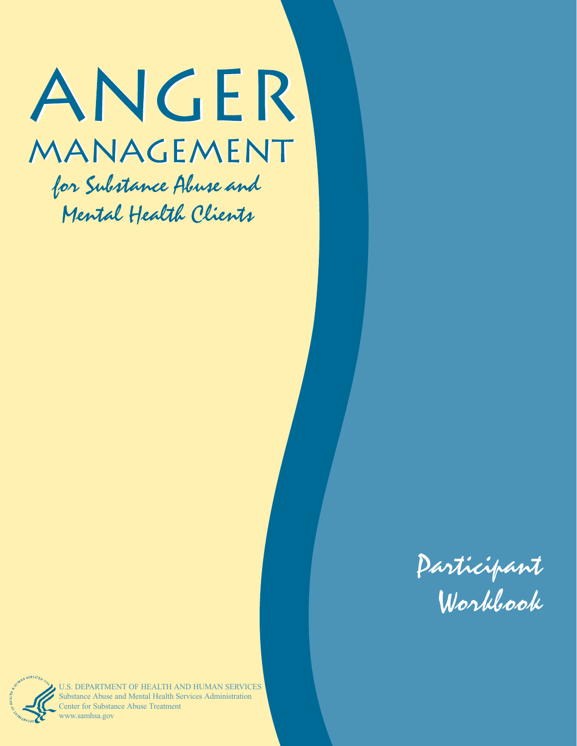# ANGER MANAGEMENT

## for Substance Abuse and Mental Health Clients

### Participant Workbook

U.S. DEPARTMENT OF HEALTH AND HUMAN SERVICES
Substance Abuse and Mental Health Services Administration
Center for Substance Abuse Treatment
www.samhsa.gov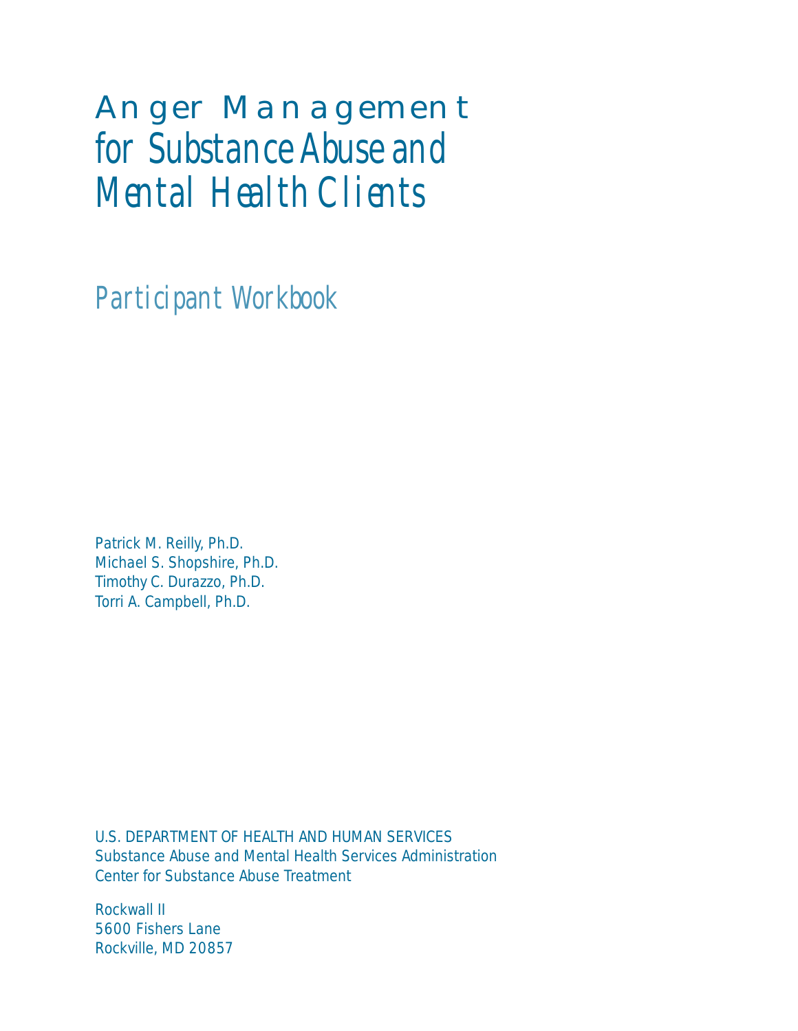# Anger Management for Substance Abuse and Mental Health Clients

## Participant Workbook

Patrick M. Reilly, Ph.D.
Michael S. Shopshire, Ph.D.
Timothy C. Durazzo, Ph.D.
Torri A. Campbell, Ph.D.

U.S. DEPARTMENT OF HEALTH AND HUMAN SERVICES
Substance Abuse and Mental Health Services Administration
Center for Substance Abuse Treatment

Rockwall II
5600 Fishers Lane
Rockville, MD 20857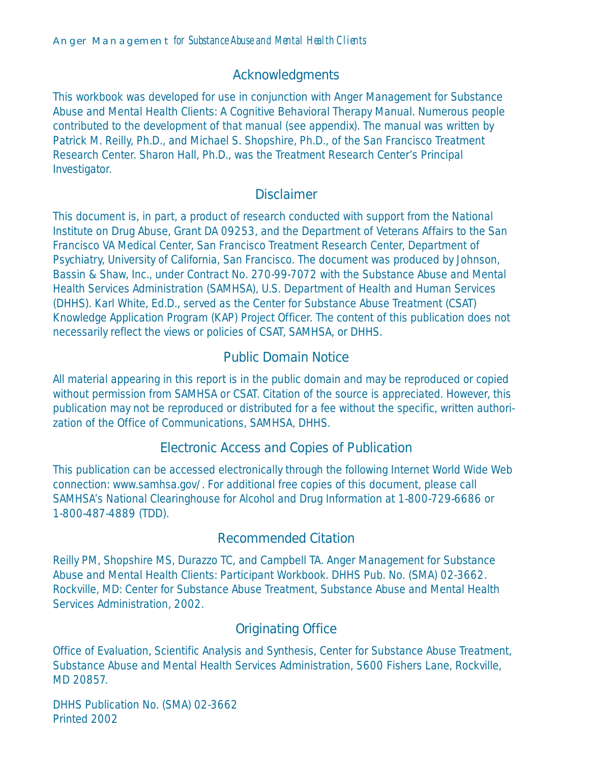## Acknowledgments

This workbook was developed for use in conjunction with Anger Management for Substance Abuse and Mental Health Clients: A Cognitive Behavioral Therapy Manual. Numerous people contributed to the development of that manual (see appendix). The manual was written by Patrick M. Reilly, Ph.D., and Michael S. Shopshire, Ph.D., of the San Francisco Treatment Research Center. Sharon Hall, Ph.D., was the Treatment Research Center's Principal Investigator.

## Disclaimer

This document is, in part, a product of research conducted with support from the National Institute on Drug Abuse, Grant DA 09253, and the Department of Veterans Affairs to the San Francisco VA Medical Center, San Francisco Treatment Research Center, Department of Psychiatry, University of California, San Francisco. The document was produced by Johnson, Bassin & Shaw, Inc., under Contract No. 270-99-7072 with the Substance Abuse and Mental Health Services Administration (SAMHSA), U.S. Department of Health and Human Services (DHHS). Karl White, Ed.D., served as the Center for Substance Abuse Treatment (CSAT) Knowledge Application Program (KAP) Project Officer. The content of this publication does not necessarily reflect the views or policies of CSAT, SAMHSA, or DHHS.

## Public Domain Notice

All material appearing in this report is in the public domain and may be reproduced or copied without permission from SAMHSA or CSAT. Citation of the source is appreciated. However, this publication may not be reproduced or distributed for a fee without the specific, written authorization of the Office of Communications, SAMHSA, DHHS.

## Electronic Access and Copies of Publication

This publication can be accessed electronically through the following Internet World Wide Web connection: www.samhsa.gov/. For additional free copies of this document, please call SAMHSA's National Clearinghouse for Alcohol and Drug Information at 1-800-729-6686 or 1-800-487-4889 (TDD).

## Recommended Citation

Reilly PM, Shopshire MS, Durazzo TC, and Campbell TA. Anger Management for Substance Abuse and Mental Health Clients: Participant Workbook. DHHS Pub. No. (SMA) 02-3662. Rockville, MD: Center for Substance Abuse Treatment, Substance Abuse and Mental Health Services Administration, 2002.

## Originating Office

Office of Evaluation, Scientific Analysis and Synthesis, Center for Substance Abuse Treatment, Substance Abuse and Mental Health Services Administration, 5600 Fishers Lane, Rockville, MD 20857.

DHHS Publication No. (SMA) 02-3662
Printed 2002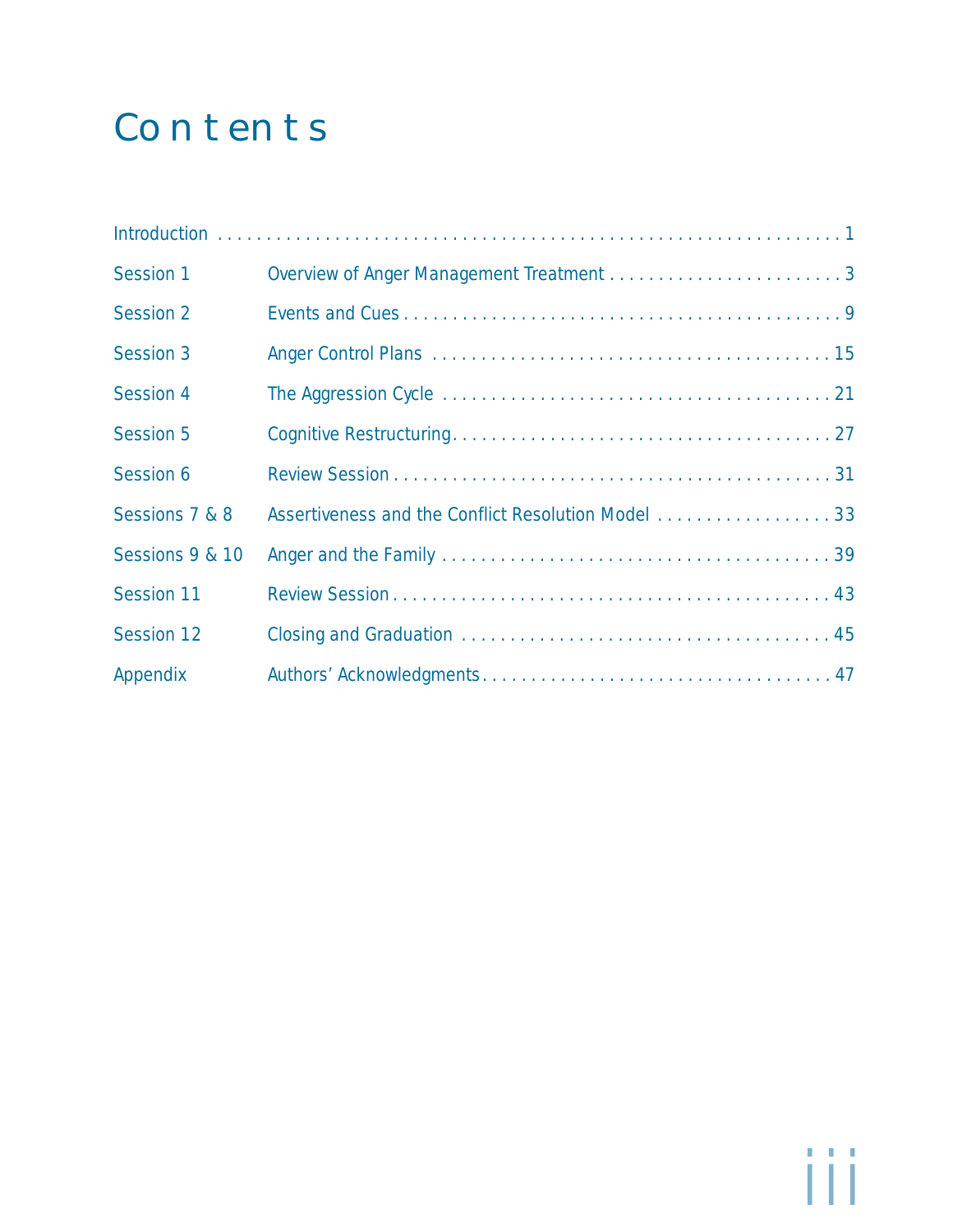# Contents

| | | |
|---|---|---|
| Introduction | | 1 |
| Session 1 | Overview of Anger Management Treatment | 3 |
| Session 2 | Events and Cues | 9 |
| Session 3 | Anger Control Plans | 15 |
| Session 4 | The Aggression Cycle | 21 |
| Session 5 | Cognitive Restructuring | 27 |
| Session 6 | Review Session | 31 |
| Sessions 7 & 8 | Assertiveness and the Conflict Resolution Model | 33 |
| Sessions 9 & 10 | Anger and the Family | 39 |
| Session 11 | Review Session | 43 |
| Session 12 | Closing and Graduation | 45 |
| Appendix | Authors' Acknowledgments | 47 |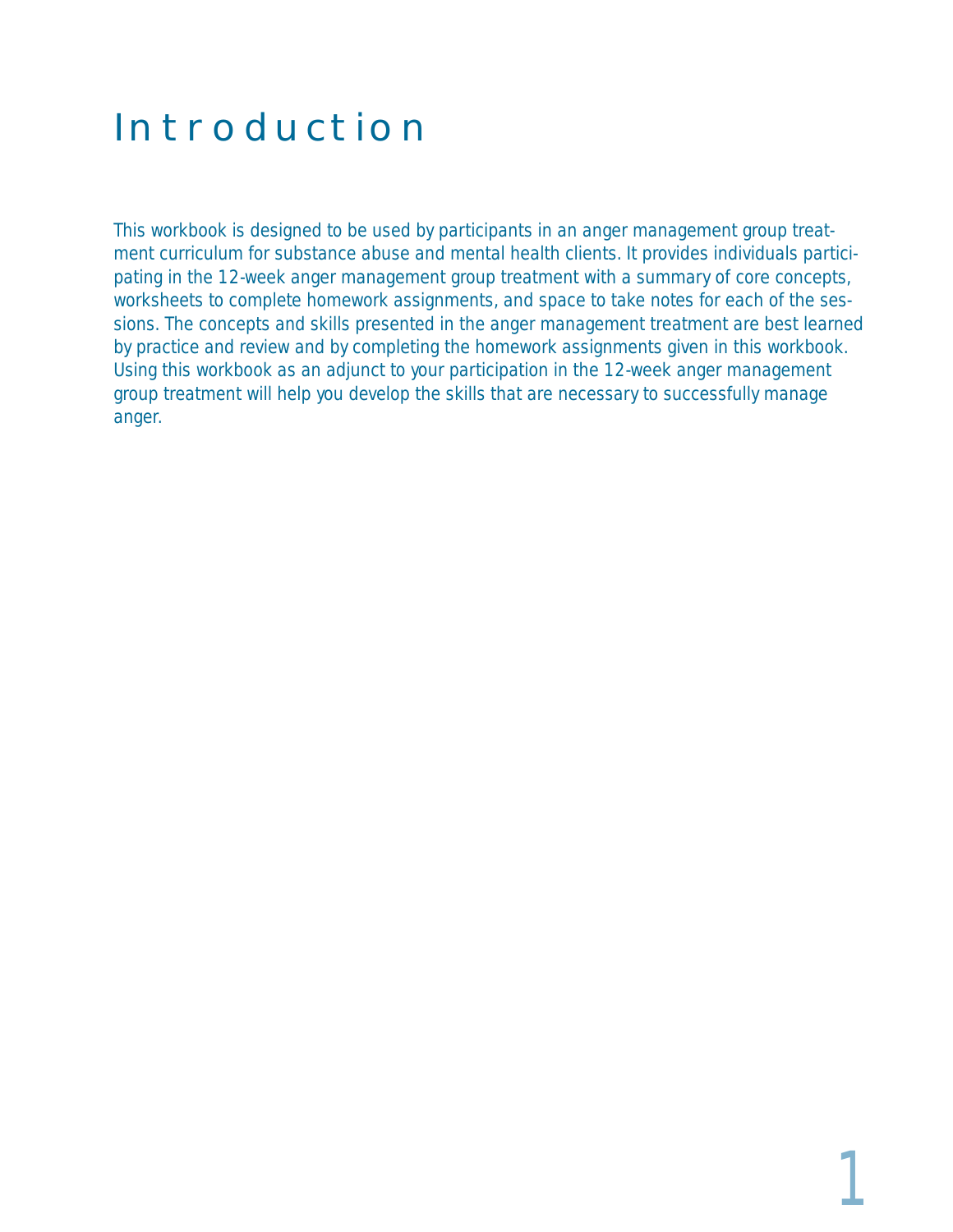# Introduction

This workbook is designed to be used by participants in an anger management group treatment curriculum for substance abuse and mental health clients. It provides individuals participating in the 12-week anger management group treatment with a summary of core concepts, worksheets to complete homework assignments, and space to take notes for each of the sessions. The concepts and skills presented in the anger management treatment are best learned by practice and review and by completing the homework assignments given in this workbook. Using this workbook as an adjunct to your participation in the 12-week anger management group treatment will help you develop the skills that are necessary to successfully manage anger.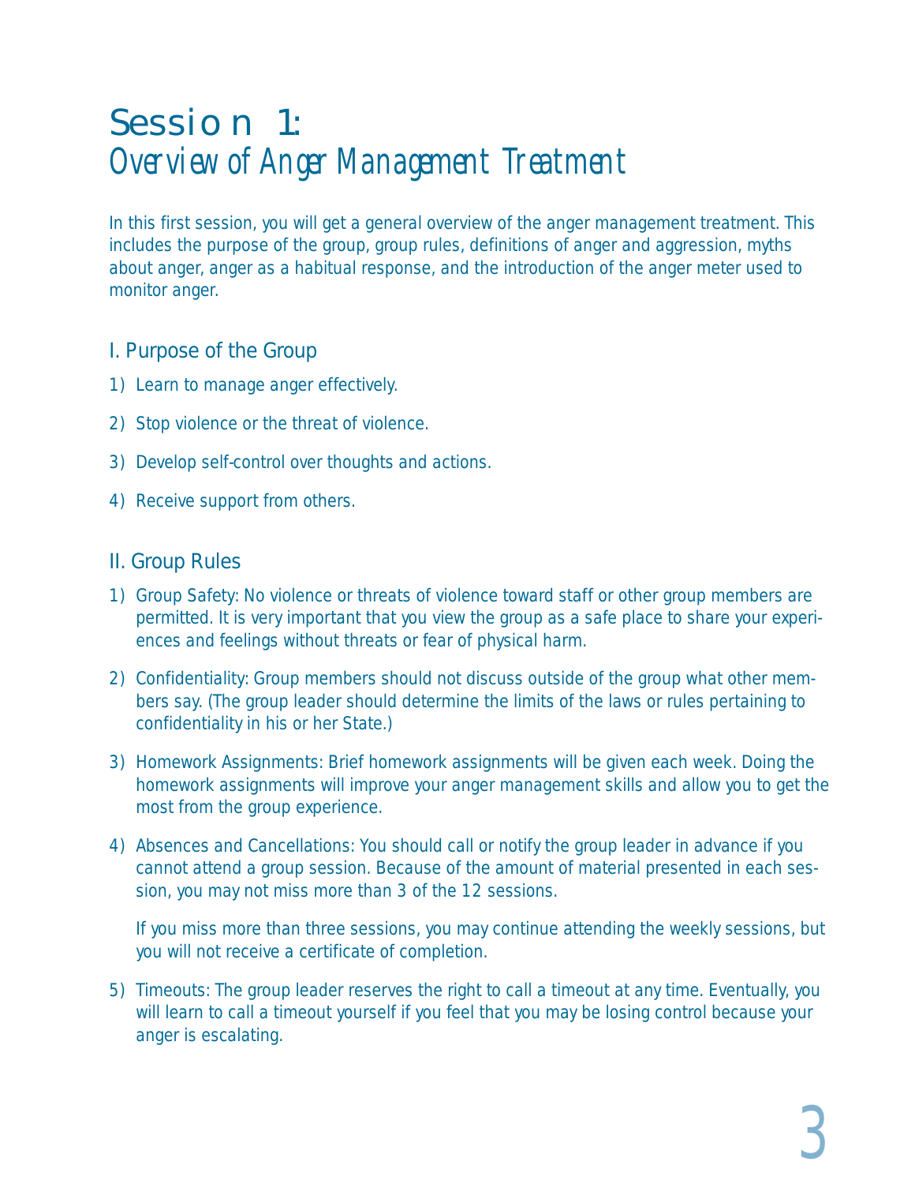# Session 1:
## *Overview of Anger Management Treatment*

In this first session, you will get a general overview of the anger management treatment. This includes the purpose of the group, group rules, definitions of anger and aggression, myths about anger, anger as a habitual response, and the introduction of the anger meter used to monitor anger.

### I. Purpose of the Group

1) Learn to manage anger effectively.

2) Stop violence or the threat of violence.

3) Develop self-control over thoughts and actions.

4) Receive support from others.

### II. Group Rules

1) Group Safety: No violence or threats of violence toward staff or other group members are permitted. It is very important that you view the group as a safe place to share your experiences and feelings without threats or fear of physical harm.

2) Confidentiality: Group members should not discuss outside of the group what other members say. (The group leader should determine the limits of the laws or rules pertaining to confidentiality in his or her State.)

3) Homework Assignments: Brief homework assignments will be given each week. Doing the homework assignments will improve your anger management skills and allow you to get the most from the group experience.

4) Absences and Cancellations: You should call or notify the group leader in advance if you cannot attend a group session. Because of the amount of material presented in each session, you may not miss more than 3 of the 12 sessions.

   If you miss more than three sessions, you may continue attending the weekly sessions, but you will not receive a certificate of completion.

5) Timeouts: The group leader reserves the right to call a timeout at any time. Eventually, you will learn to call a timeout yourself if you feel that you may be losing control because your anger is escalating.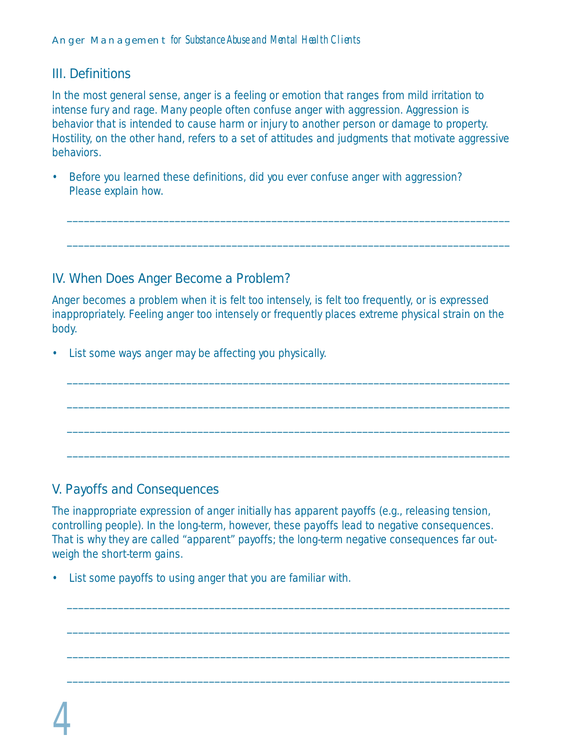## III. Definitions

In the most general sense, anger is a feeling or emotion that ranges from mild irritation to intense fury and rage. Many people often confuse anger with aggression. Aggression is behavior that is intended to cause harm or injury to another person or damage to property. Hostility, on the other hand, refers to a set of attitudes and judgments that motivate aggressive behaviors.

- Before you learned these definitions, did you ever confuse anger with aggression? Please explain how.

______________________________________________________________________________

______________________________________________________________________________

## IV. When Does Anger Become a Problem?

Anger becomes a problem when it is felt too intensely, is felt too frequently, or is expressed inappropriately. Feeling anger too intensely or frequently places extreme physical strain on the body.

- List some ways anger may be affecting you physically.

______________________________________________________________________________

______________________________________________________________________________

______________________________________________________________________________

______________________________________________________________________________

## V. Payoffs and Consequences

The inappropriate expression of anger initially has apparent payoffs (e.g., releasing tension, controlling people). In the long-term, however, these payoffs lead to negative consequences. That is why they are called "apparent" payoffs; the long-term negative consequences far outweigh the short-term gains.

- List some payoffs to using anger that you are familiar with.

______________________________________________________________________________

______________________________________________________________________________

______________________________________________________________________________

______________________________________________________________________________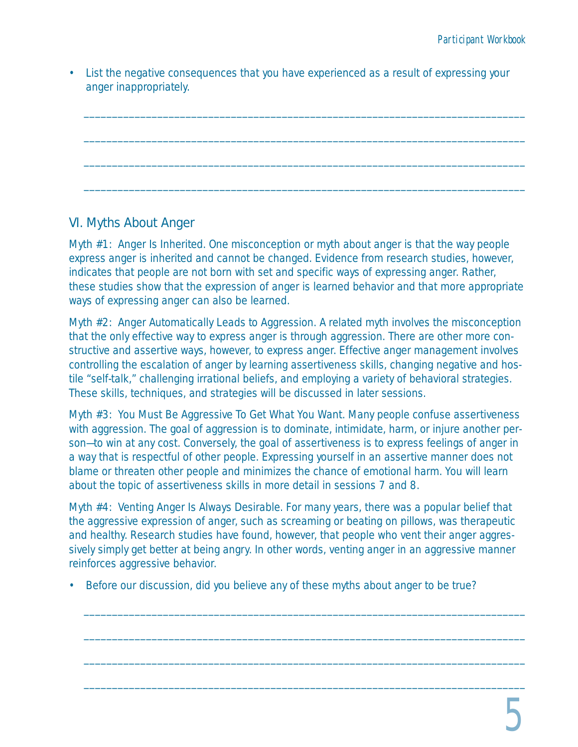- List the negative consequences that you have experienced as a result of expressing your anger inappropriately.

______________________________________________________________________________

______________________________________________________________________________

______________________________________________________________________________

______________________________________________________________________________

## VI. Myths About Anger

Myth #1: Anger Is Inherited. One misconception or myth about anger is that the way people express anger is inherited and cannot be changed. Evidence from research studies, however, indicates that people are not born with set and specific ways of expressing anger. Rather, these studies show that the expression of anger is learned behavior and that more appropriate ways of expressing anger can also be learned.

Myth #2: Anger Automatically Leads to Aggression. A related myth involves the misconception that the only effective way to express anger is through aggression. There are other more constructive and assertive ways, however, to express anger. Effective anger management involves controlling the escalation of anger by learning assertiveness skills, changing negative and hostile "self-talk," challenging irrational beliefs, and employing a variety of behavioral strategies. These skills, techniques, and strategies will be discussed in later sessions.

Myth #3: You Must Be Aggressive To Get What You Want. Many people confuse assertiveness with aggression. The goal of aggression is to dominate, intimidate, harm, or injure another person—to win at any cost. Conversely, the goal of assertiveness is to express feelings of anger in a way that is respectful of other people. Expressing yourself in an assertive manner does not blame or threaten other people and minimizes the chance of emotional harm. You will learn about the topic of assertiveness skills in more detail in sessions 7 and 8.

Myth #4: Venting Anger Is Always Desirable. For many years, there was a popular belief that the aggressive expression of anger, such as screaming or beating on pillows, was therapeutic and healthy. Research studies have found, however, that people who vent their anger aggressively simply get better at being angry. In other words, venting anger in an aggressive manner reinforces aggressive behavior.

- Before our discussion, did you believe any of these myths about anger to be true?

______________________________________________________________________________

______________________________________________________________________________

______________________________________________________________________________

______________________________________________________________________________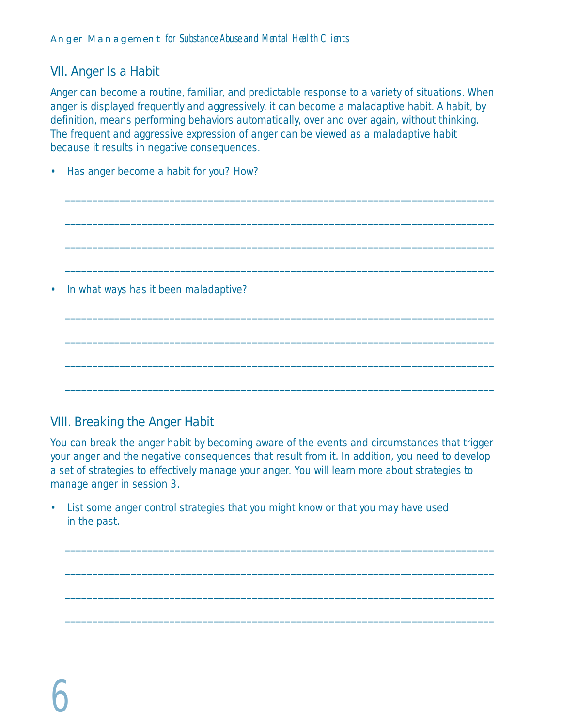## VII. Anger Is a Habit

Anger can become a routine, familiar, and predictable response to a variety of situations. When anger is displayed frequently and aggressively, it can become a maladaptive habit. A habit, by definition, means performing behaviors automatically, over and over again, without thinking. The frequent and aggressive expression of anger can be viewed as a maladaptive habit because it results in negative consequences.

- Has anger become a habit for you? How?

______________________________________________________________________________

______________________________________________________________________________

______________________________________________________________________________

______________________________________________________________________________

- In what ways has it been maladaptive?

______________________________________________________________________________

______________________________________________________________________________

______________________________________________________________________________

______________________________________________________________________________

## VIII. Breaking the Anger Habit

You can break the anger habit by becoming aware of the events and circumstances that trigger your anger and the negative consequences that result from it. In addition, you need to develop a set of strategies to effectively manage your anger. You will learn more about strategies to manage anger in session 3.

- List some anger control strategies that you might know or that you may have used in the past.

______________________________________________________________________________

______________________________________________________________________________

______________________________________________________________________________

______________________________________________________________________________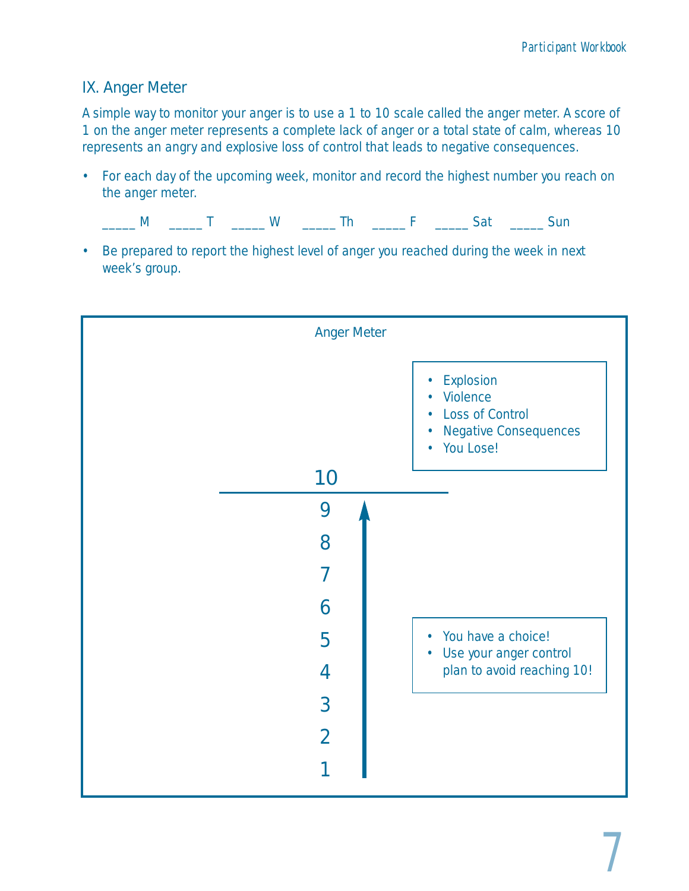## IX. Anger Meter

A simple way to monitor your anger is to use a 1 to 10 scale called the anger meter. A score of 1 on the anger meter represents a complete lack of anger or a total state of calm, whereas 10 represents an angry and explosive loss of control that leads to negative consequences.

- For each day of the upcoming week, monitor and record the highest number you reach on the anger meter.

  _____ M  _____ T  _____ W  _____ Th  _____ F  _____ Sat  _____ Sun

- Be prepared to report the highest level of anger you reached during the week in next week's group.

### Anger Meter

- Explosion
- Violence
- Loss of Control
- Negative Consequences
- You Lose!

10

---

9

8

7

6

5

4

3

2

1

- You have a choice!
- Use your anger control plan to avoid reaching 10!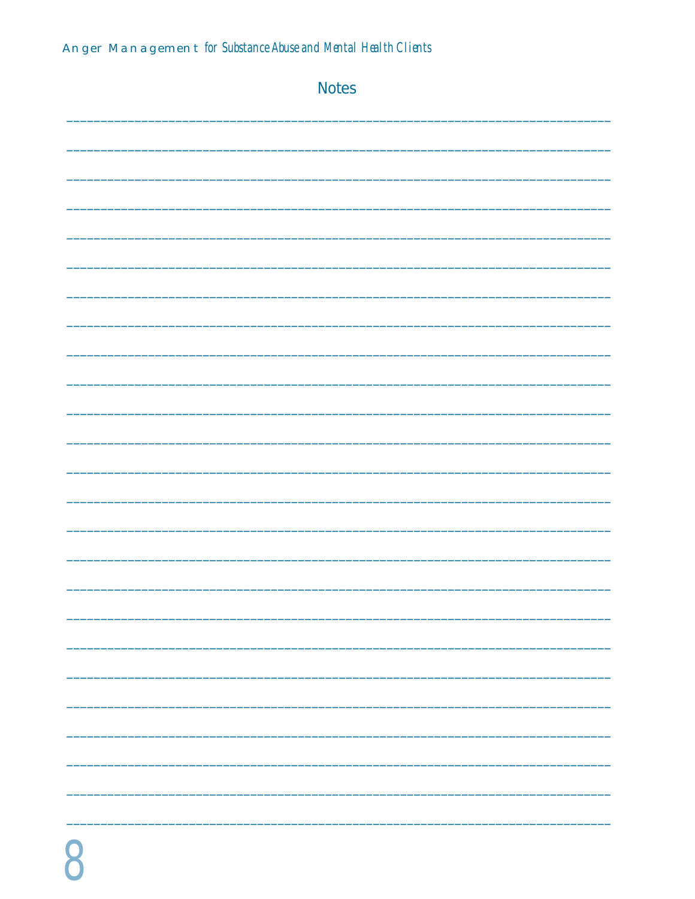## Notes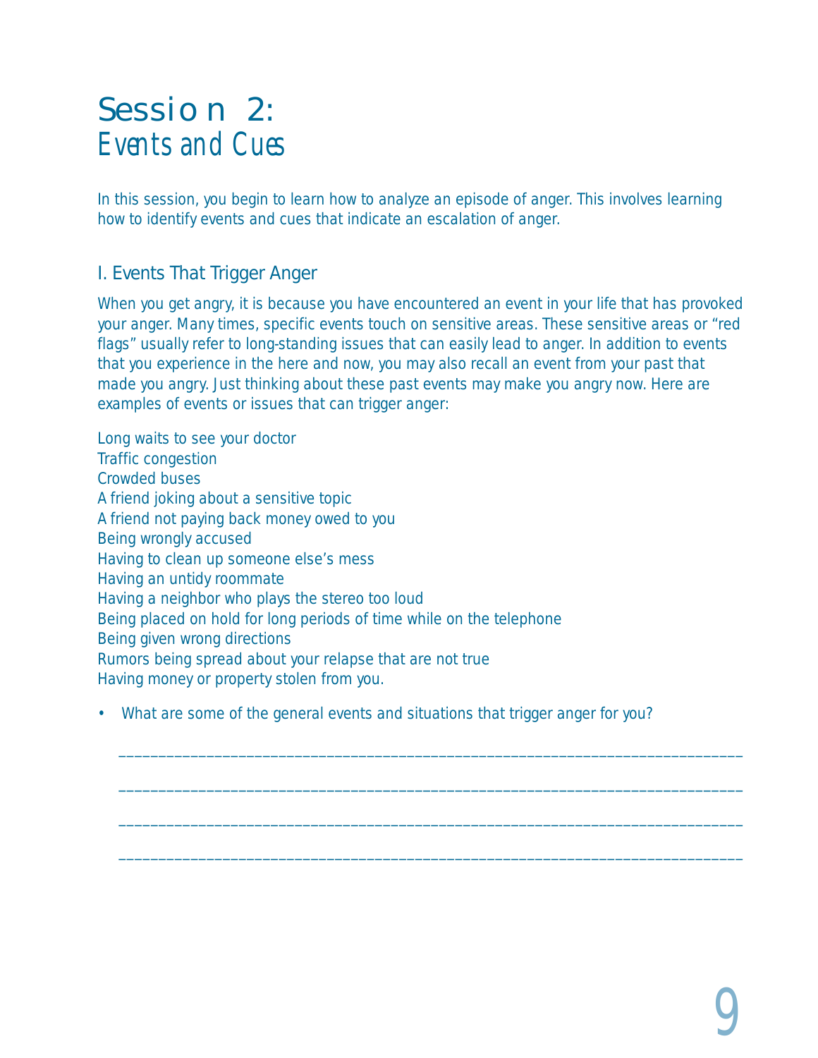# Session 2: *Events and Cues*

In this session, you begin to learn how to analyze an episode of anger. This involves learning how to identify events and cues that indicate an escalation of anger.

## I. Events That Trigger Anger

When you get angry, it is because you have encountered an event in your life that has provoked your anger. Many times, specific events touch on sensitive areas. These sensitive areas or "red flags" usually refer to long-standing issues that can easily lead to anger. In addition to events that you experience in the here and now, you may also recall an event from your past that made you angry. Just thinking about these past events may make you angry now. Here are examples of events or issues that can trigger anger:

Long waits to see your doctor
Traffic congestion
Crowded buses
A friend joking about a sensitive topic
A friend not paying back money owed to you
Being wrongly accused
Having to clean up someone else's mess
Having an untidy roommate
Having a neighbor who plays the stereo too loud
Being placed on hold for long periods of time while on the telephone
Being given wrong directions
Rumors being spread about your relapse that are not true
Having money or property stolen from you.

- What are some of the general events and situations that trigger anger for you?

________________________________________________________________________________

________________________________________________________________________________

________________________________________________________________________________

________________________________________________________________________________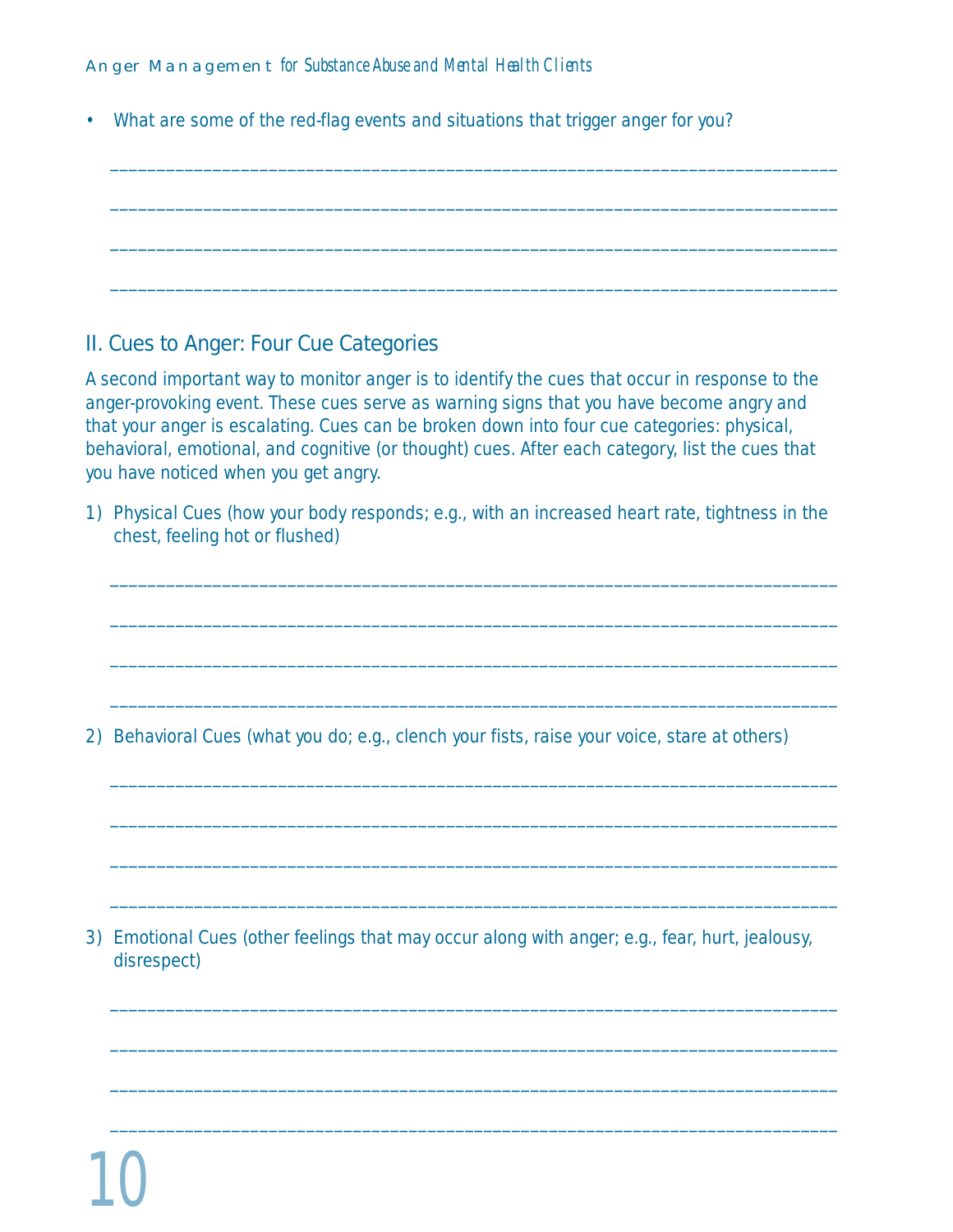- What are some of the red-flag events and situations that trigger anger for you?

_______________________________________________________________________________

_______________________________________________________________________________

_______________________________________________________________________________

_______________________________________________________________________________

## II. Cues to Anger: Four Cue Categories

A second important way to monitor anger is to identify the cues that occur in response to the anger-provoking event. These cues serve as warning signs that you have become angry and that your anger is escalating. Cues can be broken down into four cue categories: physical, behavioral, emotional, and cognitive (or thought) cues. After each category, list the cues that you have noticed when you get angry.

1) Physical Cues (how your body responds; e.g., with an increased heart rate, tightness in the chest, feeling hot or flushed)

_______________________________________________________________________________

_______________________________________________________________________________

_______________________________________________________________________________

_______________________________________________________________________________

2) Behavioral Cues (what you do; e.g., clench your fists, raise your voice, stare at others)

_______________________________________________________________________________

_______________________________________________________________________________

_______________________________________________________________________________

_______________________________________________________________________________

3) Emotional Cues (other feelings that may occur along with anger; e.g., fear, hurt, jealousy, disrespect)

_______________________________________________________________________________

_______________________________________________________________________________

_______________________________________________________________________________

_______________________________________________________________________________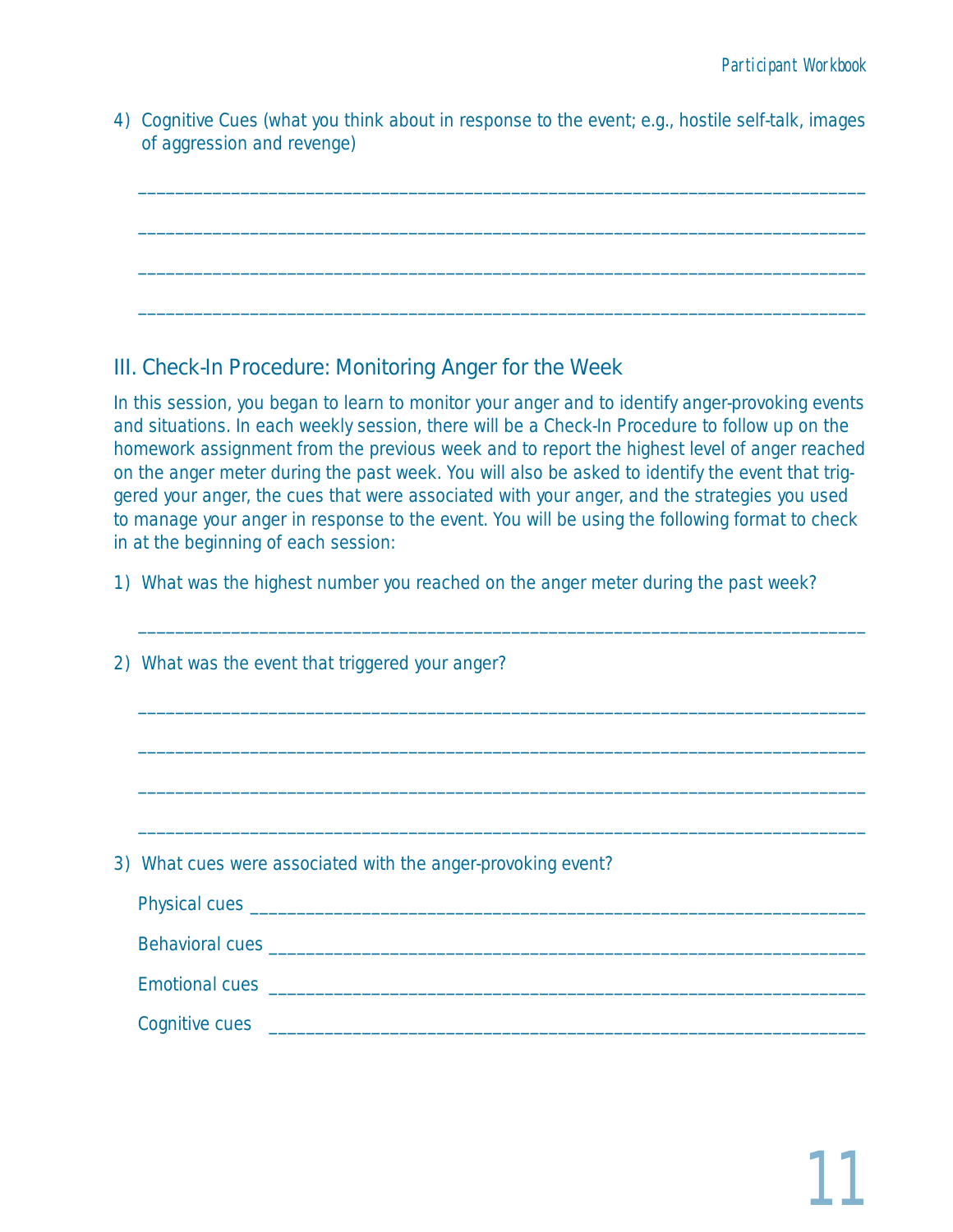4) Cognitive Cues (what you think about in response to the event; e.g., hostile self-talk, images of aggression and revenge)

_______________________________________________________________________________

_______________________________________________________________________________

_______________________________________________________________________________

_______________________________________________________________________________

## III. Check-In Procedure: Monitoring Anger for the Week

In this session, you began to learn to monitor your anger and to identify anger-provoking events and situations. In each weekly session, there will be a Check-In Procedure to follow up on the homework assignment from the previous week and to report the highest level of anger reached on the anger meter during the past week. You will also be asked to identify the event that triggered your anger, the cues that were associated with your anger, and the strategies you used to manage your anger in response to the event. You will be using the following format to check in at the beginning of each session:

1) What was the highest number you reached on the anger meter during the past week?

_______________________________________________________________________________

2) What was the event that triggered your anger?

_______________________________________________________________________________

_______________________________________________________________________________

_______________________________________________________________________________

_______________________________________________________________________________

3) What cues were associated with the anger-provoking event?

Physical cues _________________________________________________________________

Behavioral cues _______________________________________________________________

Emotional cues _______________________________________________________________

Cognitive cues ________________________________________________________________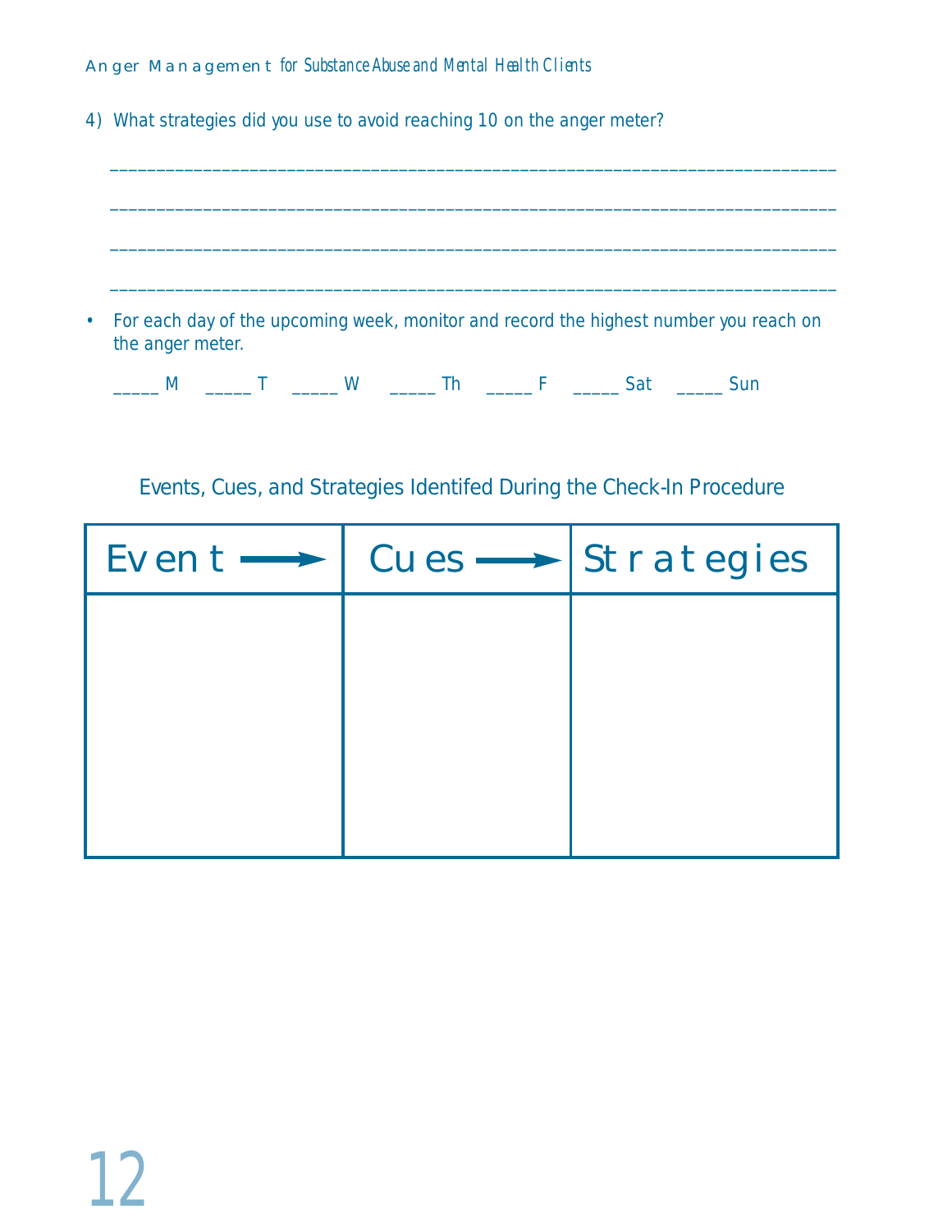4) What strategies did you use to avoid reaching 10 on the anger meter?

_______________________________________________________________________________

_______________________________________________________________________________

_______________________________________________________________________________

_______________________________________________________________________________

- For each day of the upcoming week, monitor and record the highest number you reach on the anger meter.

_____ M   _____ T   _____ W   _____ Th   _____ F   _____ Sat   _____ Sun

Events, Cues, and Strategies Identifed During the Check-In Procedure

| Event ⟶ | Cues ⟶ | Strategies |
|---|---|---|
| | | |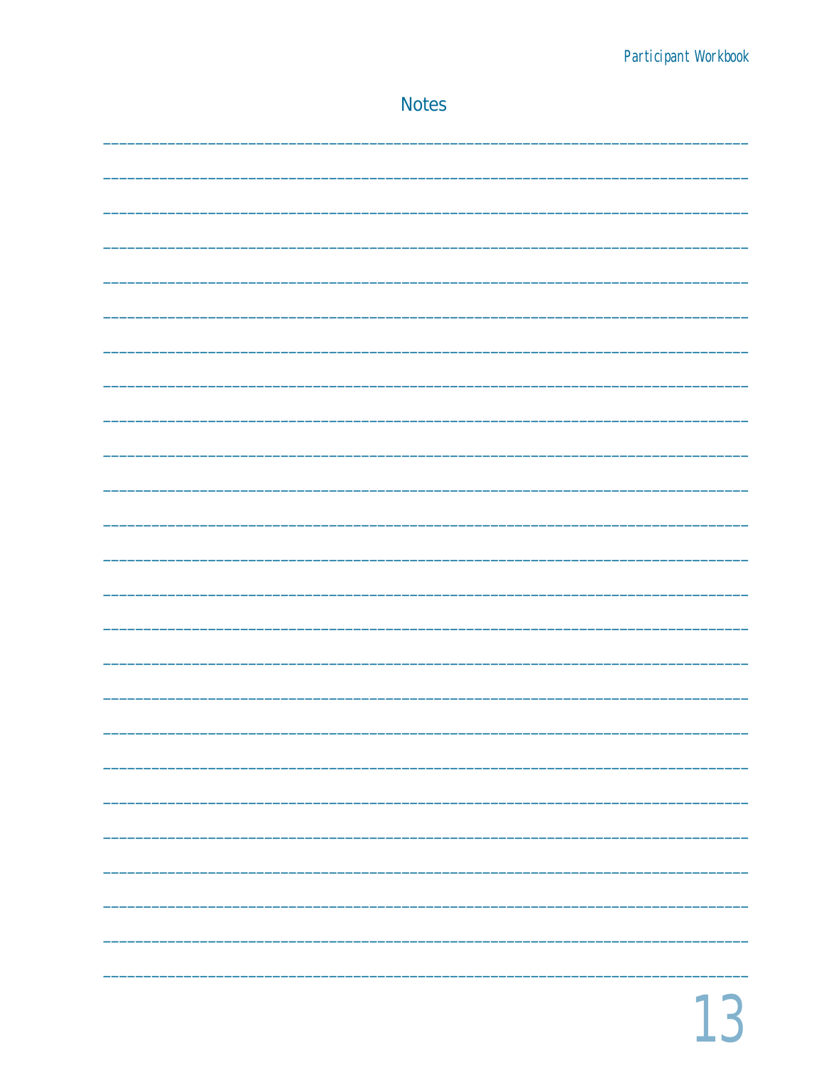## Notes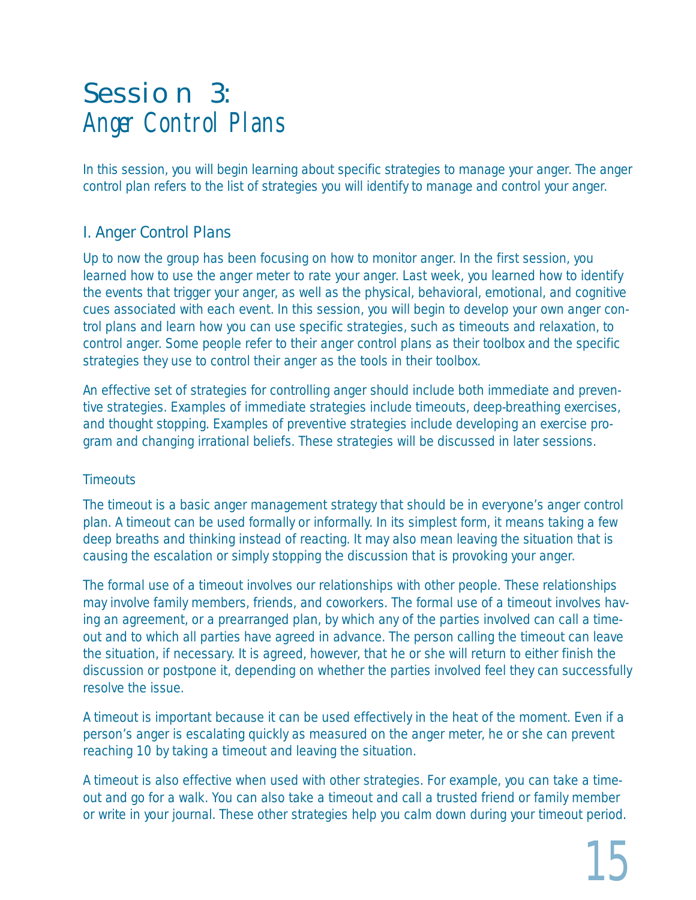# Session 3:
## *Anger Control Plans*

In this session, you will begin learning about specific strategies to manage your anger. The anger control plan refers to the list of strategies you will identify to manage and control your anger.

## I. Anger Control Plans

Up to now the group has been focusing on how to monitor anger. In the first session, you learned how to use the anger meter to rate your anger. Last week, you learned how to identify the events that trigger your anger, as well as the physical, behavioral, emotional, and cognitive cues associated with each event. In this session, you will begin to develop your own anger control plans and learn how you can use specific strategies, such as timeouts and relaxation, to control anger. Some people refer to their anger control plans as their toolbox and the specific strategies they use to control their anger as the tools in their toolbox.

An effective set of strategies for controlling anger should include both immediate and preventive strategies. Examples of immediate strategies include timeouts, deep-breathing exercises, and thought stopping. Examples of preventive strategies include developing an exercise program and changing irrational beliefs. These strategies will be discussed in later sessions.

### Timeouts

The timeout is a basic anger management strategy that should be in everyone's anger control plan. A timeout can be used formally or informally. In its simplest form, it means taking a few deep breaths and thinking instead of reacting. It may also mean leaving the situation that is causing the escalation or simply stopping the discussion that is provoking your anger.

The formal use of a timeout involves our relationships with other people. These relationships may involve family members, friends, and coworkers. The formal use of a timeout involves having an agreement, or a prearranged plan, by which any of the parties involved can call a timeout and to which all parties have agreed in advance. The person calling the timeout can leave the situation, if necessary. It is agreed, however, that he or she will return to either finish the discussion or postpone it, depending on whether the parties involved feel they can successfully resolve the issue.

A timeout is important because it can be used effectively in the heat of the moment. Even if a person's anger is escalating quickly as measured on the anger meter, he or she can prevent reaching 10 by taking a timeout and leaving the situation.

A timeout is also effective when used with other strategies. For example, you can take a timeout and go for a walk. You can also take a timeout and call a trusted friend or family member or write in your journal. These other strategies help you calm down during your timeout period.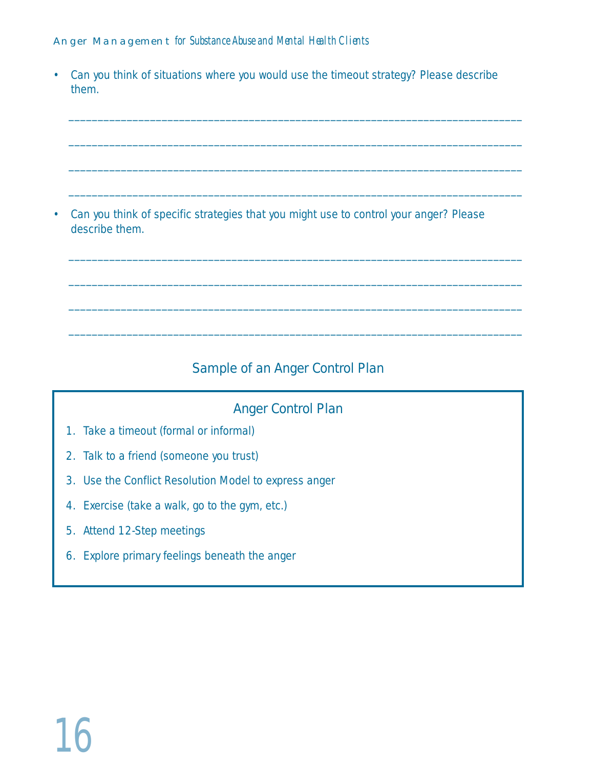- Can you think of situations where you would use the timeout strategy? Please describe them.

______________________________________________________________________________

______________________________________________________________________________

______________________________________________________________________________

______________________________________________________________________________

- Can you think of specific strategies that you might use to control your anger? Please describe them.

______________________________________________________________________________

______________________________________________________________________________

______________________________________________________________________________

______________________________________________________________________________

## Sample of an Anger Control Plan

### Anger Control Plan

1. Take a timeout (formal or informal)
2. Talk to a friend (someone you trust)
3. Use the Conflict Resolution Model to express anger
4. Exercise (take a walk, go to the gym, etc.)
5. Attend 12-Step meetings
6. Explore primary feelings beneath the anger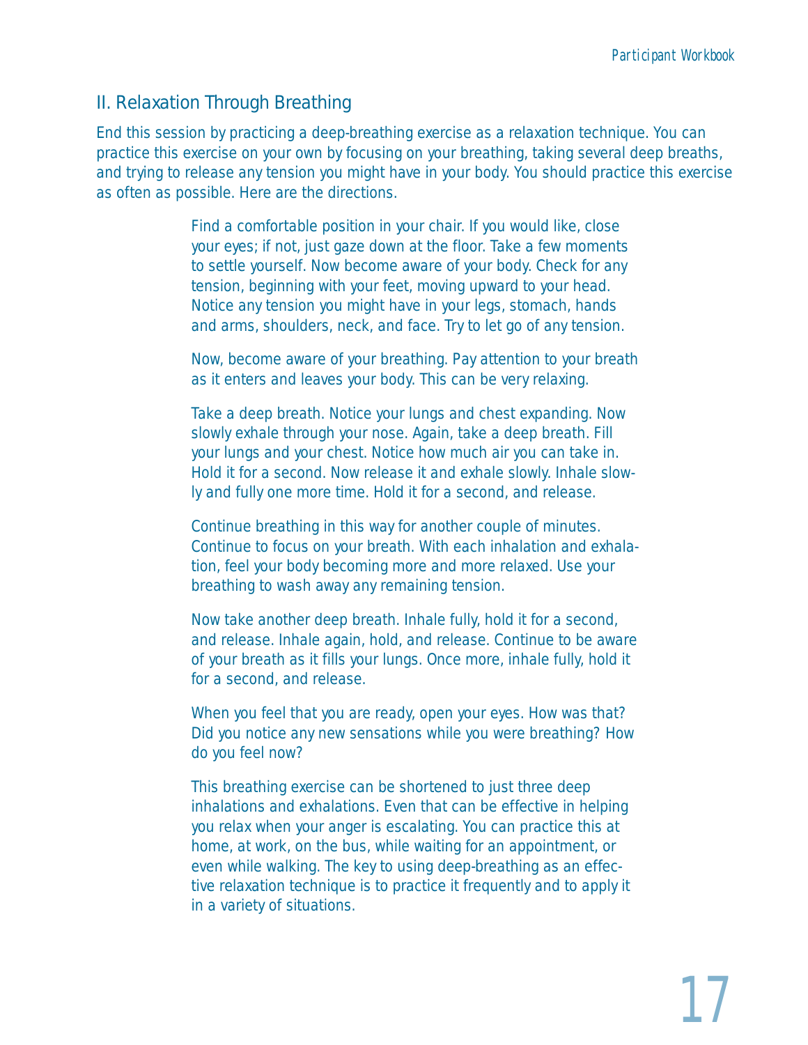## II. Relaxation Through Breathing

End this session by practicing a deep-breathing exercise as a relaxation technique. You can practice this exercise on your own by focusing on your breathing, taking several deep breaths, and trying to release any tension you might have in your body. You should practice this exercise as often as possible. Here are the directions.

> Find a comfortable position in your chair. If you would like, close your eyes; if not, just gaze down at the floor. Take a few moments to settle yourself. Now become aware of your body. Check for any tension, beginning with your feet, moving upward to your head. Notice any tension you might have in your legs, stomach, hands and arms, shoulders, neck, and face. Try to let go of any tension.
>
> Now, become aware of your breathing. Pay attention to your breath as it enters and leaves your body. This can be very relaxing.
>
> Take a deep breath. Notice your lungs and chest expanding. Now slowly exhale through your nose. Again, take a deep breath. Fill your lungs and your chest. Notice how much air you can take in. Hold it for a second. Now release it and exhale slowly. Inhale slowly and fully one more time. Hold it for a second, and release.
>
> Continue breathing in this way for another couple of minutes. Continue to focus on your breath. With each inhalation and exhalation, feel your body becoming more and more relaxed. Use your breathing to wash away any remaining tension.
>
> Now take another deep breath. Inhale fully, hold it for a second, and release. Inhale again, hold, and release. Continue to be aware of your breath as it fills your lungs. Once more, inhale fully, hold it for a second, and release.
>
> When you feel that you are ready, open your eyes. How was that? Did you notice any new sensations while you were breathing? How do you feel now?
>
> This breathing exercise can be shortened to just three deep inhalations and exhalations. Even that can be effective in helping you relax when your anger is escalating. You can practice this at home, at work, on the bus, while waiting for an appointment, or even while walking. The key to using deep-breathing as an effective relaxation technique is to practice it frequently and to apply it in a variety of situations.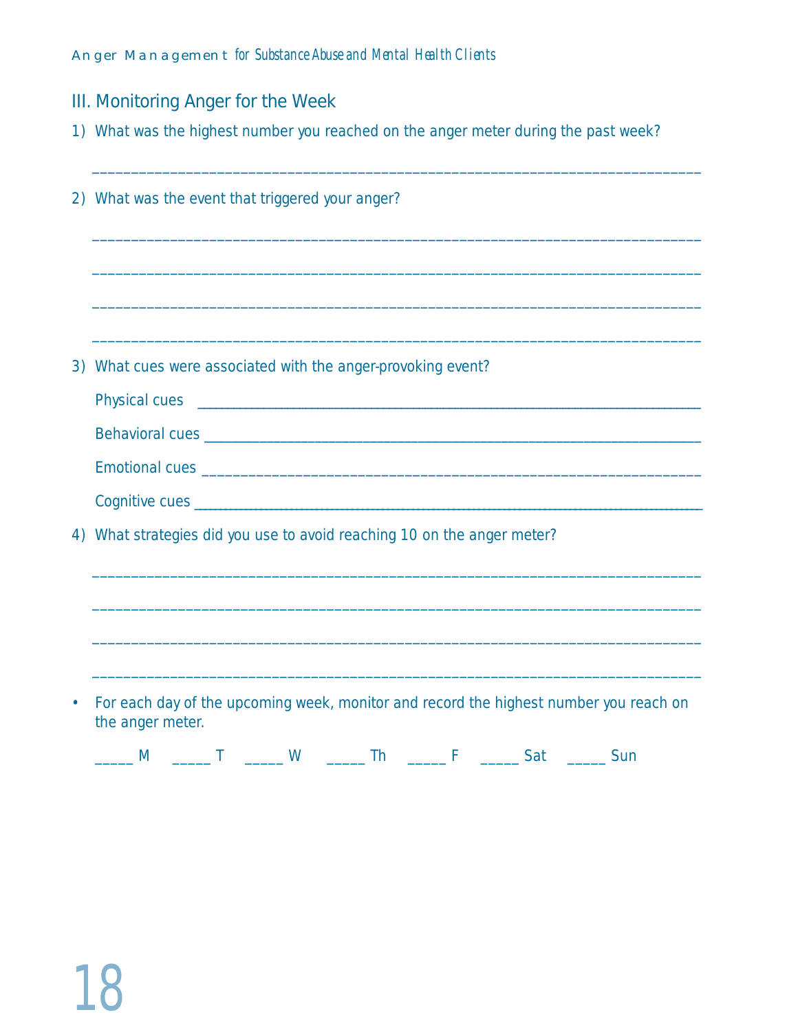## III. Monitoring Anger for the Week

1) What was the highest number you reached on the anger meter during the past week?

_______________________________________________________________________________

2) What was the event that triggered your anger?

_______________________________________________________________________________

_______________________________________________________________________________

_______________________________________________________________________________

_______________________________________________________________________________

3) What cues were associated with the anger-provoking event?

   Physical cues _________________________________________________________________

   Behavioral cues _______________________________________________________________

   Emotional cues ________________________________________________________________

   Cognitive cues ________________________________________________________________

4) What strategies did you use to avoid reaching 10 on the anger meter?

_______________________________________________________________________________

_______________________________________________________________________________

_______________________________________________________________________________

_______________________________________________________________________________

- For each day of the upcoming week, monitor and record the highest number you reach on the anger meter.

_____ M     _____ T     _____ W     _____ Th     _____ F     _____ Sat     _____ Sun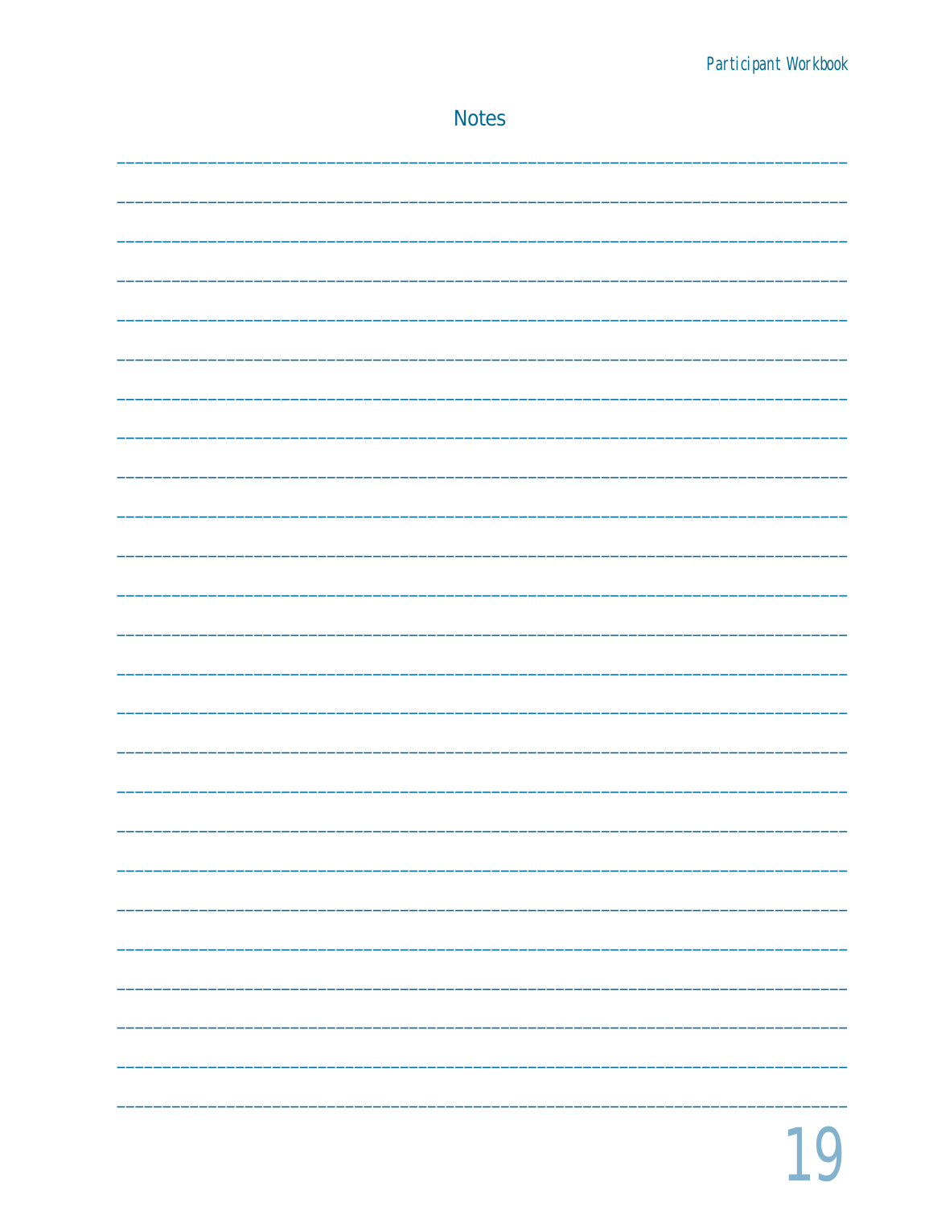## Notes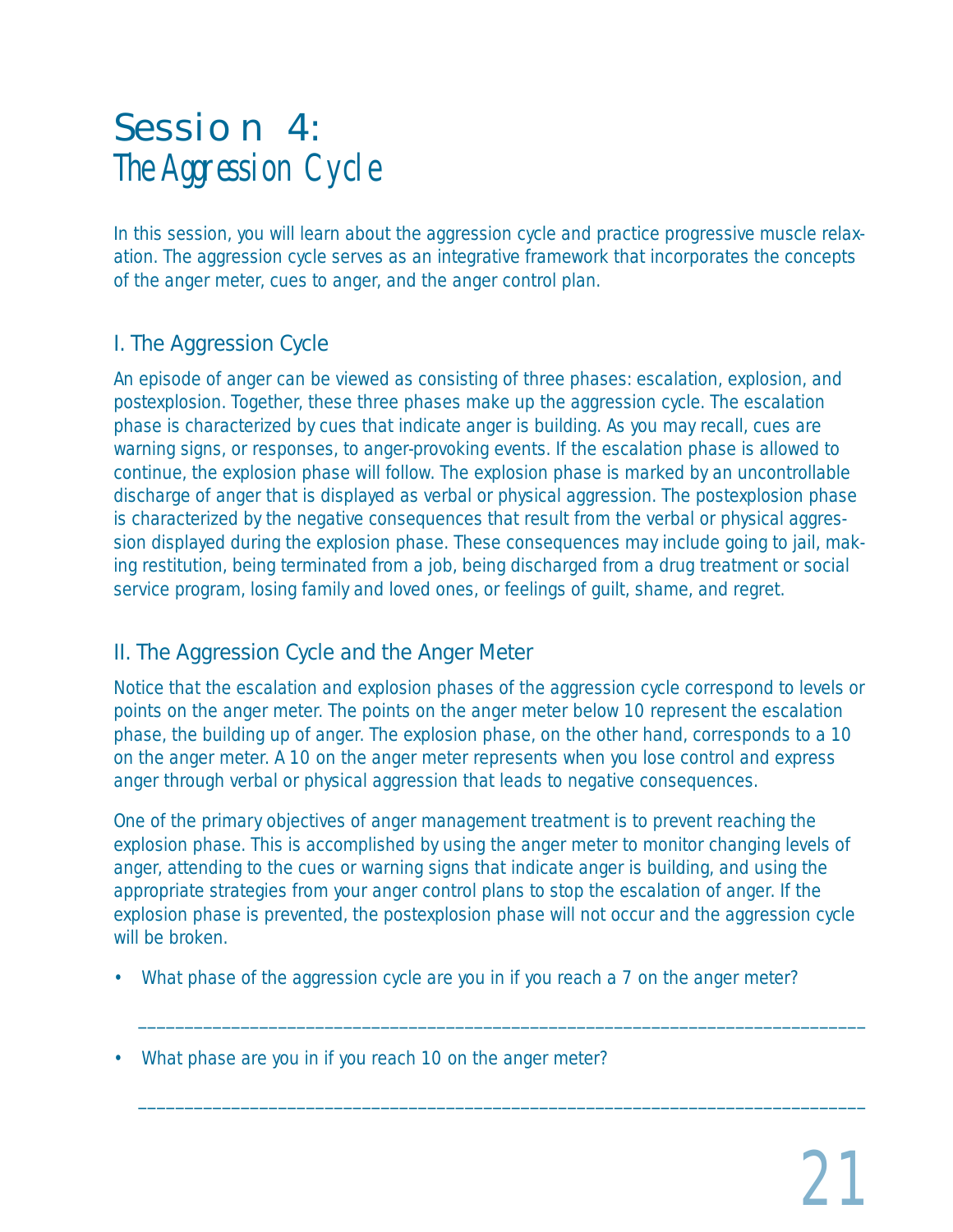# Session 4: *The Aggression Cycle*

In this session, you will learn about the aggression cycle and practice progressive muscle relaxation. The aggression cycle serves as an integrative framework that incorporates the concepts of the anger meter, cues to anger, and the anger control plan.

## I. The Aggression Cycle

An episode of anger can be viewed as consisting of three phases: escalation, explosion, and postexplosion. Together, these three phases make up the aggression cycle. The escalation phase is characterized by cues that indicate anger is building. As you may recall, cues are warning signs, or responses, to anger-provoking events. If the escalation phase is allowed to continue, the explosion phase will follow. The explosion phase is marked by an uncontrollable discharge of anger that is displayed as verbal or physical aggression. The postexplosion phase is characterized by the negative consequences that result from the verbal or physical aggression displayed during the explosion phase. These consequences may include going to jail, making restitution, being terminated from a job, being discharged from a drug treatment or social service program, losing family and loved ones, or feelings of guilt, shame, and regret.

## II. The Aggression Cycle and the Anger Meter

Notice that the escalation and explosion phases of the aggression cycle correspond to levels or points on the anger meter. The points on the anger meter below 10 represent the escalation phase, the building up of anger. The explosion phase, on the other hand, corresponds to a 10 on the anger meter. A 10 on the anger meter represents when you lose control and express anger through verbal or physical aggression that leads to negative consequences.

One of the primary objectives of anger management treatment is to prevent reaching the explosion phase. This is accomplished by using the anger meter to monitor changing levels of anger, attending to the cues or warning signs that indicate anger is building, and using the appropriate strategies from your anger control plans to stop the escalation of anger. If the explosion phase is prevented, the postexplosion phase will not occur and the aggression cycle will be broken.

- What phase of the aggression cycle are you in if you reach a 7 on the anger meter?

  ______________________________________________________________________________

- What phase are you in if you reach 10 on the anger meter?

  ______________________________________________________________________________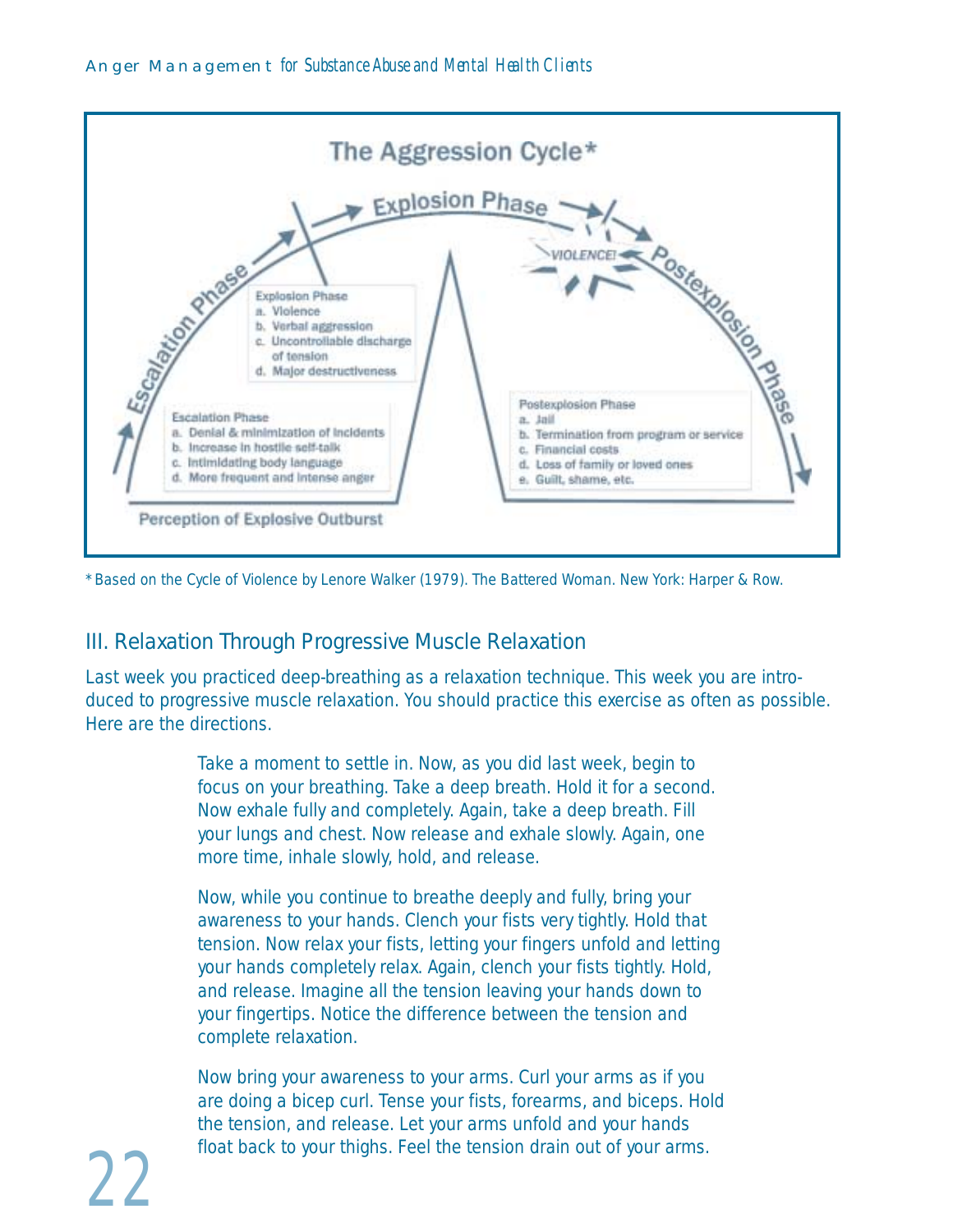## The Aggression Cycle*

Escalation Phase → Explosion Phase → Postexplosion Phase

VIOLENCE!

**Explosion Phase**
a. Violence
b. Verbal aggression
c. Uncontrollable discharge of tension
d. Major destructiveness

**Escalation Phase**
a. Denial & minimization of incidents
b. Increase in hostile self-talk
c. Intimidating body language
d. More frequent and intense anger

**Postexplosion Phase**
a. Jail
b. Termination from program or service
c. Financial costs
d. Loss of family or loved ones
e. Guilt, shame, etc.

Perception of Explosive Outburst

*Based on the Cycle of Violence by Lenore Walker (1979). The Battered Woman. New York: Harper & Row.

## III. Relaxation Through Progressive Muscle Relaxation

Last week you practiced deep-breathing as a relaxation technique. This week you are introduced to progressive muscle relaxation. You should practice this exercise as often as possible. Here are the directions.

> Take a moment to settle in. Now, as you did last week, begin to focus on your breathing. Take a deep breath. Hold it for a second. Now exhale fully and completely. Again, take a deep breath. Fill your lungs and chest. Now release and exhale slowly. Again, one more time, inhale slowly, hold, and release.
>
> Now, while you continue to breathe deeply and fully, bring your awareness to your hands. Clench your fists very tightly. Hold that tension. Now relax your fists, letting your fingers unfold and letting your hands completely relax. Again, clench your fists tightly. Hold, and release. Imagine all the tension leaving your hands down to your fingertips. Notice the difference between the tension and complete relaxation.
>
> Now bring your awareness to your arms. Curl your arms as if you are doing a bicep curl. Tense your fists, forearms, and biceps. Hold the tension, and release. Let your arms unfold and your hands float back to your thighs. Feel the tension drain out of your arms.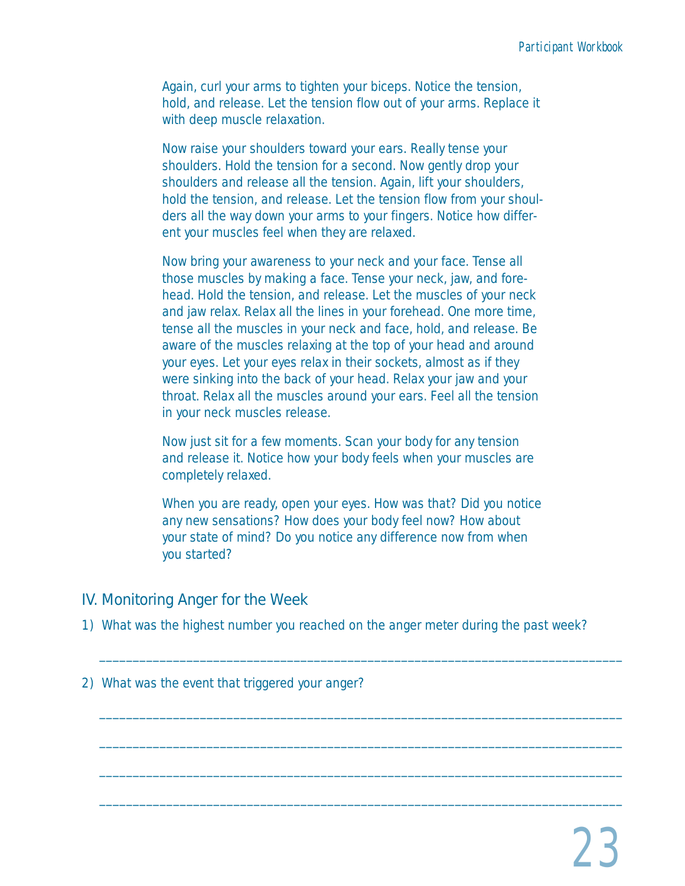Again, curl your arms to tighten your biceps. Notice the tension, hold, and release. Let the tension flow out of your arms. Replace it with deep muscle relaxation.

Now raise your shoulders toward your ears. Really tense your shoulders. Hold the tension for a second. Now gently drop your shoulders and release all the tension. Again, lift your shoulders, hold the tension, and release. Let the tension flow from your shoulders all the way down your arms to your fingers. Notice how different your muscles feel when they are relaxed.

Now bring your awareness to your neck and your face. Tense all those muscles by making a face. Tense your neck, jaw, and forehead. Hold the tension, and release. Let the muscles of your neck and jaw relax. Relax all the lines in your forehead. One more time, tense all the muscles in your neck and face, hold, and release. Be aware of the muscles relaxing at the top of your head and around your eyes. Let your eyes relax in their sockets, almost as if they were sinking into the back of your head. Relax your jaw and your throat. Relax all the muscles around your ears. Feel all the tension in your neck muscles release.

Now just sit for a few moments. Scan your body for any tension and release it. Notice how your body feels when your muscles are completely relaxed.

When you are ready, open your eyes. How was that? Did you notice any new sensations? How does your body feel now? How about your state of mind? Do you notice any difference now from when you started?

## IV. Monitoring Anger for the Week

1) What was the highest number you reached on the anger meter during the past week?

_______________________________________________________________________________

2) What was the event that triggered your anger?

_______________________________________________________________________________

_______________________________________________________________________________

_______________________________________________________________________________

_______________________________________________________________________________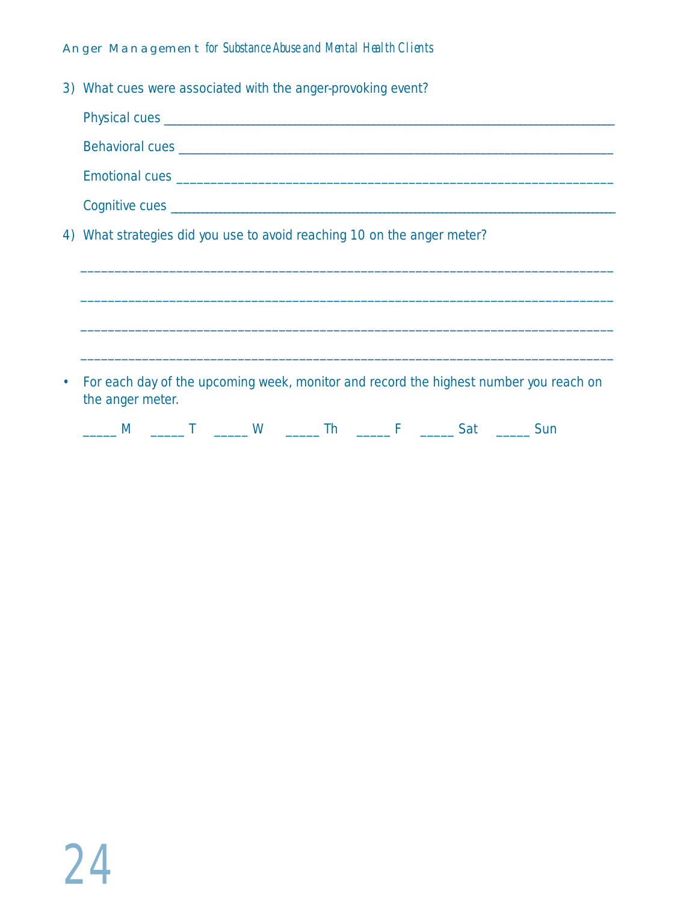3) What cues were associated with the anger-provoking event?

   Physical cues ___________________________________________________________________

   Behavioral cues _________________________________________________________________

   Emotional cues _________________________________________________________________

   Cognitive cues __________________________________________________________________

4) What strategies did you use to avoid reaching 10 on the anger meter?

   ______________________________________________________________________________

   ______________________________________________________________________________

   ______________________________________________________________________________

   ______________________________________________________________________________

- For each day of the upcoming week, monitor and record the highest number you reach on the anger meter.

  _____ M  _____ T  _____ W  _____ Th  _____ F  _____ Sat  _____ Sun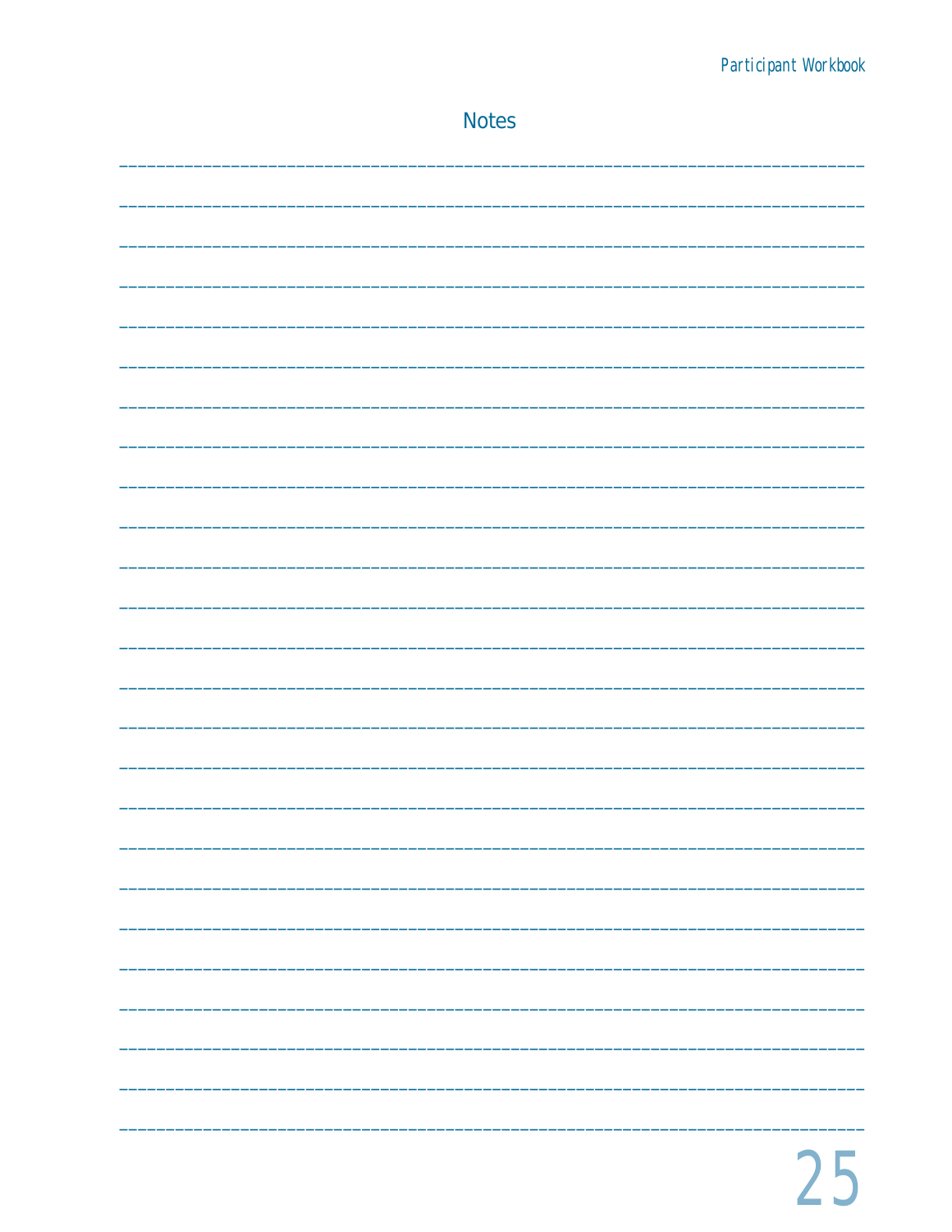## Notes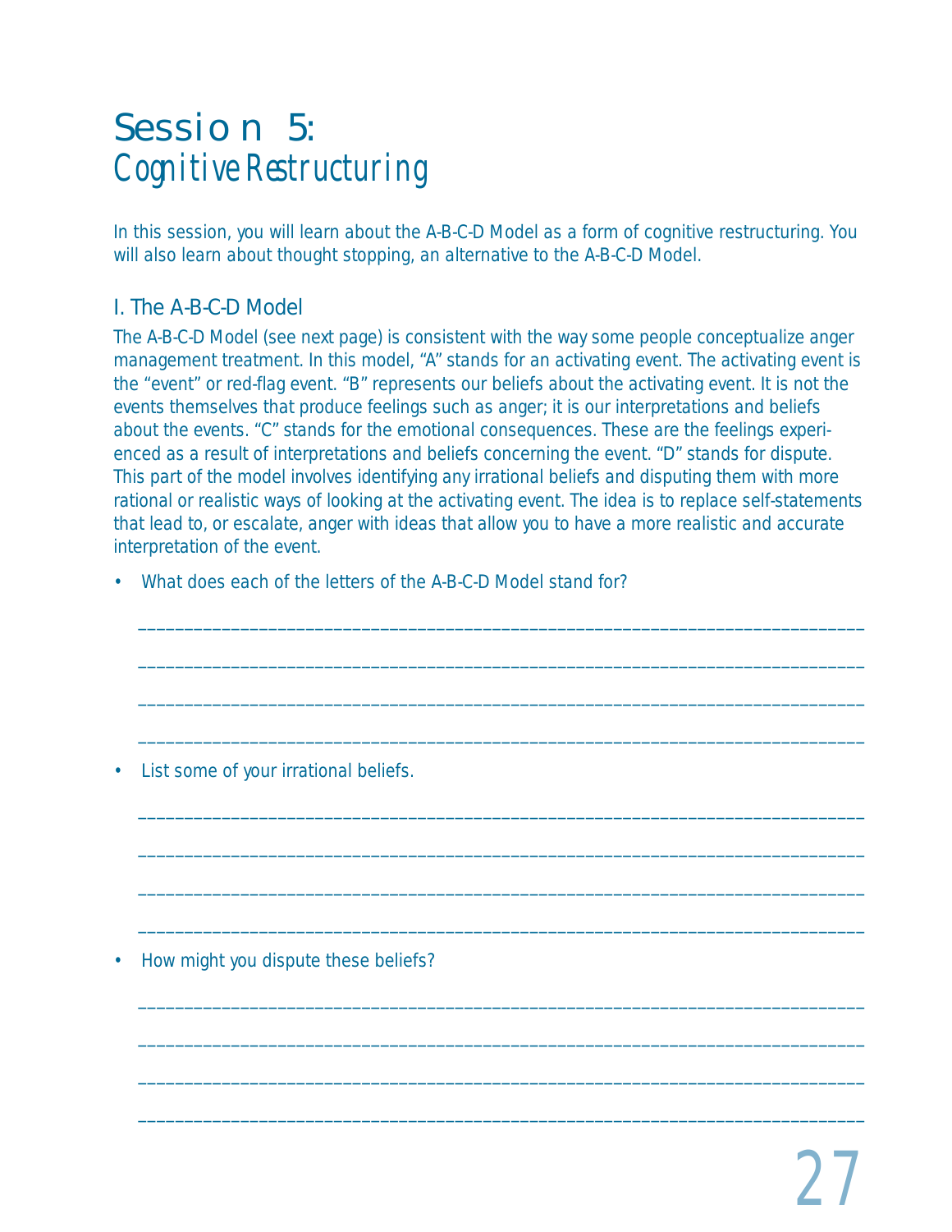# Session 5: *Cognitive Restructuring*

In this session, you will learn about the A-B-C-D Model as a form of cognitive restructuring. You will also learn about thought stopping, an alternative to the A-B-C-D Model.

## I. The A-B-C-D Model

The A-B-C-D Model (see next page) is consistent with the way some people conceptualize anger management treatment. In this model, "A" stands for an activating event. The activating event is the "event" or red-flag event. "B" represents our beliefs about the activating event. It is not the events themselves that produce feelings such as anger; it is our interpretations and beliefs about the events. "C" stands for the emotional consequences. These are the feelings experienced as a result of interpretations and beliefs concerning the event. "D" stands for dispute. This part of the model involves identifying any irrational beliefs and disputing them with more rational or realistic ways of looking at the activating event. The idea is to replace self-statements that lead to, or escalate, anger with ideas that allow you to have a more realistic and accurate interpretation of the event.

- What does each of the letters of the A-B-C-D Model stand for?

____________________________________________________________________________

____________________________________________________________________________

____________________________________________________________________________

____________________________________________________________________________

- List some of your irrational beliefs.

____________________________________________________________________________

____________________________________________________________________________

____________________________________________________________________________

____________________________________________________________________________

- How might you dispute these beliefs?

____________________________________________________________________________

____________________________________________________________________________

____________________________________________________________________________

____________________________________________________________________________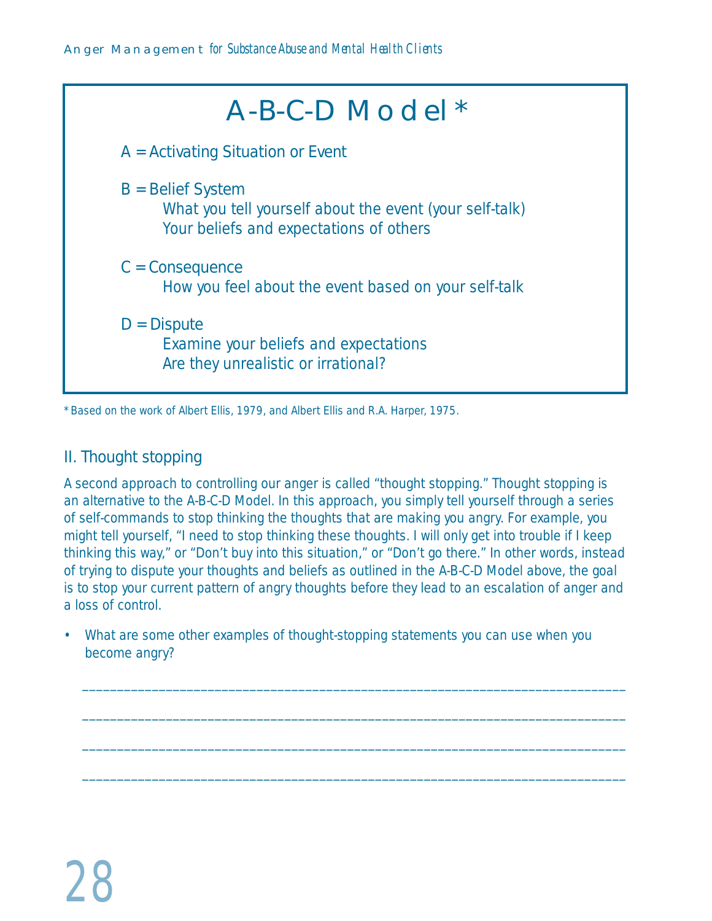## A-B-C-D Model*

A = Activating Situation or Event

B = Belief System
  What you tell yourself about the event (your self-talk)
  Your beliefs and expectations of others

C = Consequence
  How you feel about the event based on your self-talk

D = Dispute
  Examine your beliefs and expectations
  Are they unrealistic or irrational?

*Based on the work of Albert Ellis, 1979, and Albert Ellis and R.A. Harper, 1975.

### II. Thought stopping

A second approach to controlling our anger is called "thought stopping." Thought stopping is an alternative to the A-B-C-D Model. In this approach, you simply tell yourself through a series of self-commands to stop thinking the thoughts that are making you angry. For example, you might tell yourself, "I need to stop thinking these thoughts. I will only get into trouble if I keep thinking this way," or "Don't buy into this situation," or "Don't go there." In other words, instead of trying to dispute your thoughts and beliefs as outlined in the A-B-C-D Model above, the goal is to stop your current pattern of angry thoughts before they lead to an escalation of anger and a loss of control.

- What are some other examples of thought-stopping statements you can use when you become angry?

  ______________________________________________________________________________

  ______________________________________________________________________________

  ______________________________________________________________________________

  ______________________________________________________________________________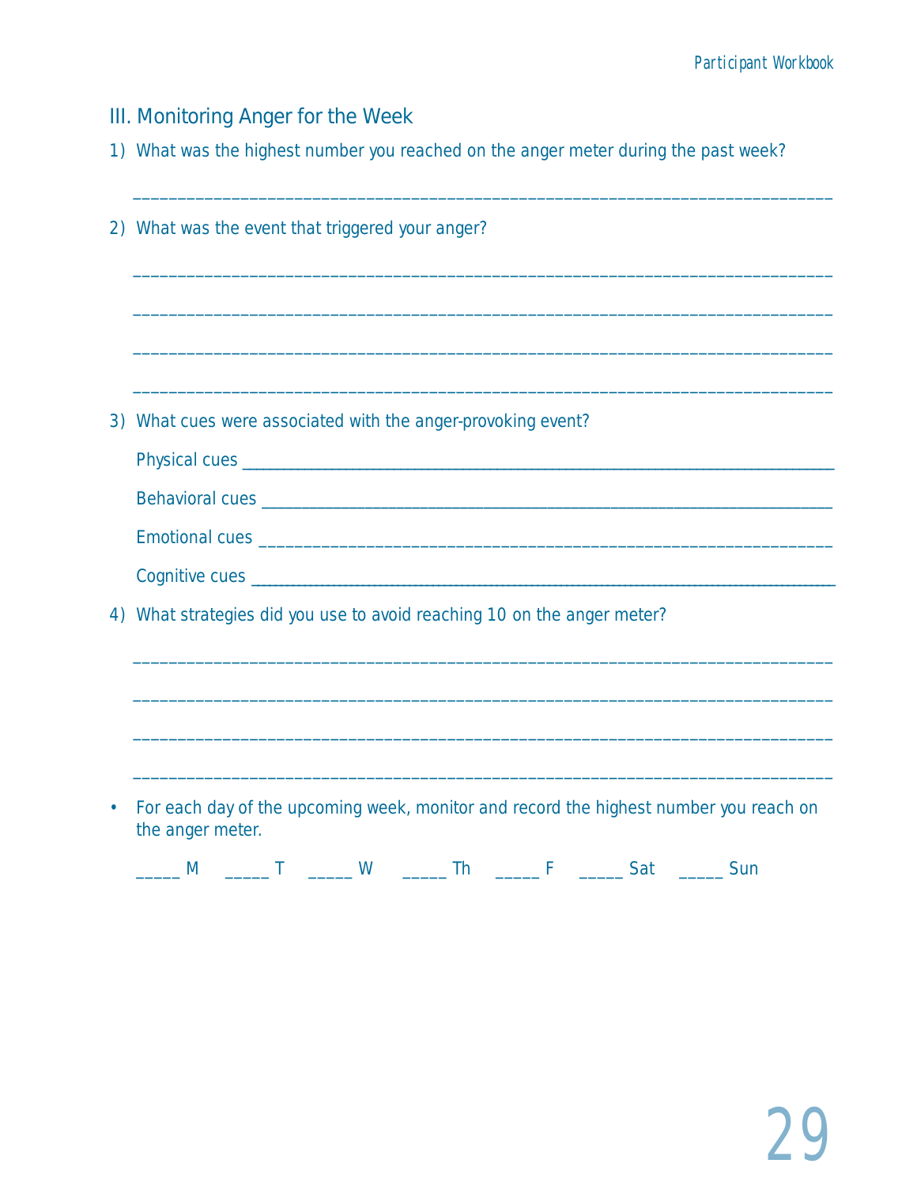## III. Monitoring Anger for the Week

1) What was the highest number you reached on the anger meter during the past week?

________________________________________________________________________________

2) What was the event that triggered your anger?

________________________________________________________________________________

________________________________________________________________________________

________________________________________________________________________________

________________________________________________________________________________

3) What cues were associated with the anger-provoking event?

   Physical cues ____________________________________________________________________

   Behavioral cues __________________________________________________________________

   Emotional cues ___________________________________________________________________

   Cognitive cues ___________________________________________________________________

4) What strategies did you use to avoid reaching 10 on the anger meter?

________________________________________________________________________________

________________________________________________________________________________

________________________________________________________________________________

________________________________________________________________________________

- For each day of the upcoming week, monitor and record the highest number you reach on the anger meter.

  _____ M   _____ T   _____ W   _____ Th   _____ F   _____ Sat   _____ Sun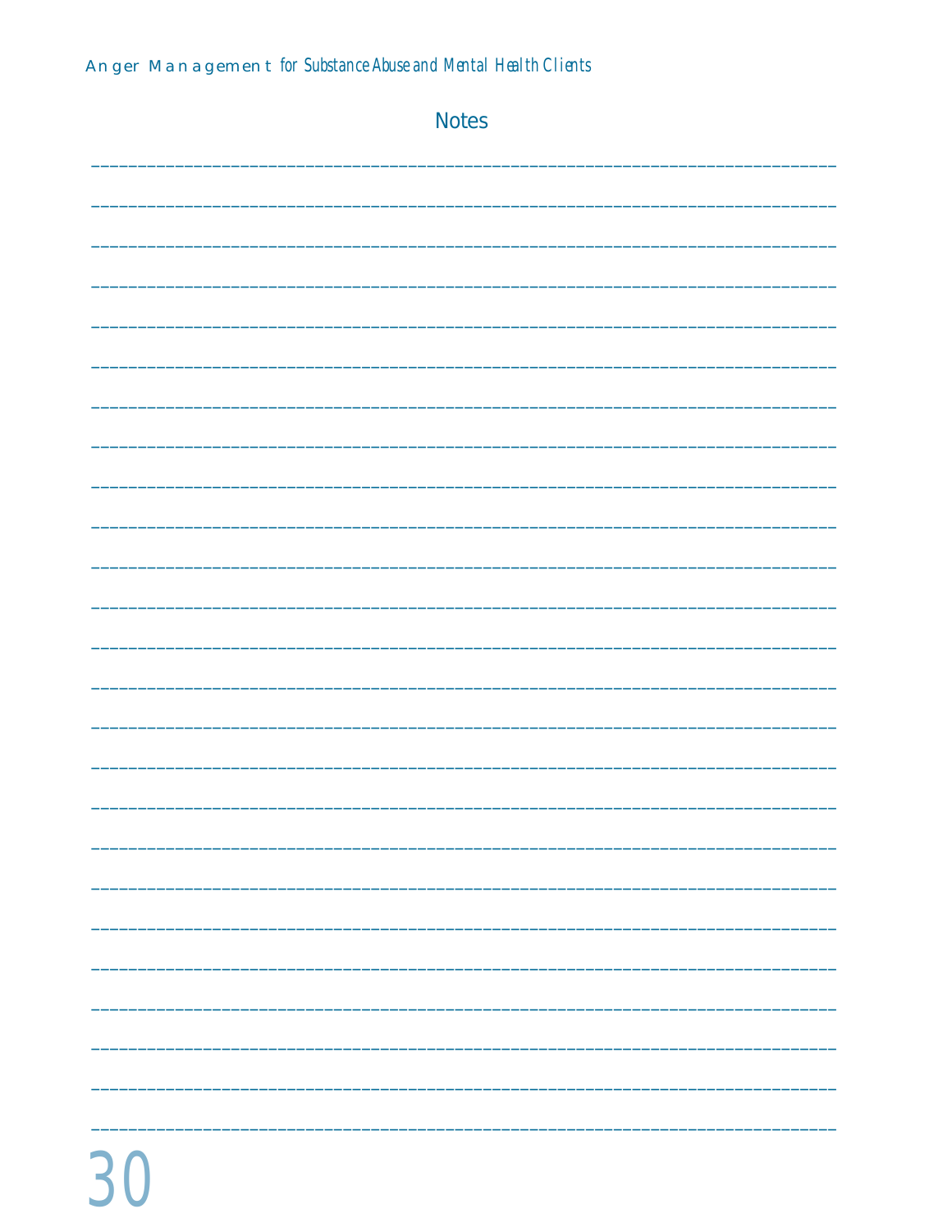## Notes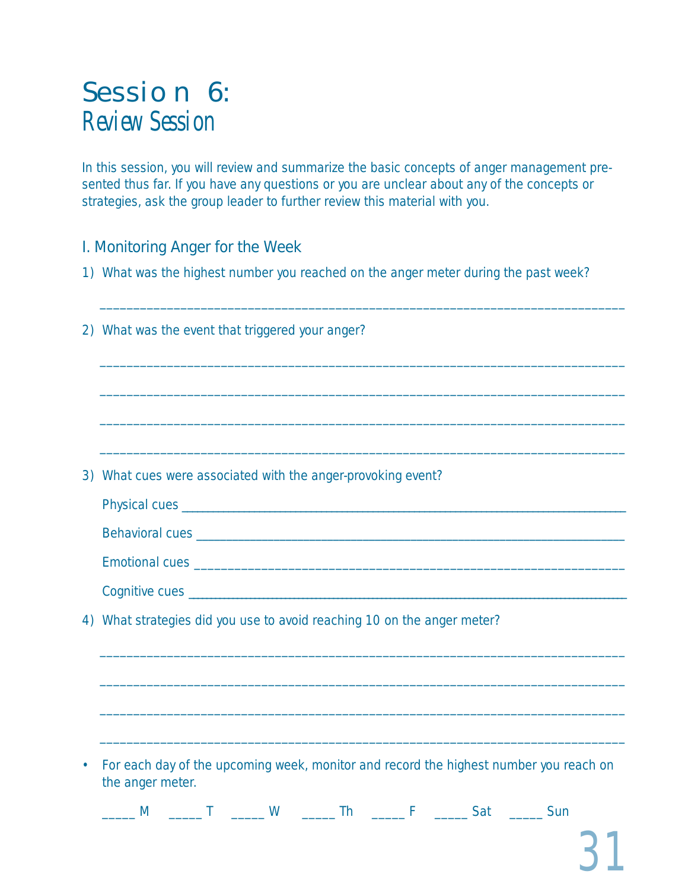# Session 6: Review Session

In this session, you will review and summarize the basic concepts of anger management presented thus far. If you have any questions or you are unclear about any of the concepts or strategies, ask the group leader to further review this material with you.

## I. Monitoring Anger for the Week

1) What was the highest number you reached on the anger meter during the past week?

______________________________________________________________________________

2) What was the event that triggered your anger?

______________________________________________________________________________

______________________________________________________________________________

______________________________________________________________________________

______________________________________________________________________________

3) What cues were associated with the anger-provoking event?

Physical cues ________________________________________________________________

Behavioral cues ______________________________________________________________

Emotional cues _______________________________________________________________

Cognitive cues _______________________________________________________________

4) What strategies did you use to avoid reaching 10 on the anger meter?

______________________________________________________________________________

______________________________________________________________________________

______________________________________________________________________________

______________________________________________________________________________

- For each day of the upcoming week, monitor and record the highest number you reach on the anger meter.

_____ M _____ T _____ W _____ Th _____ F _____ Sat _____ Sun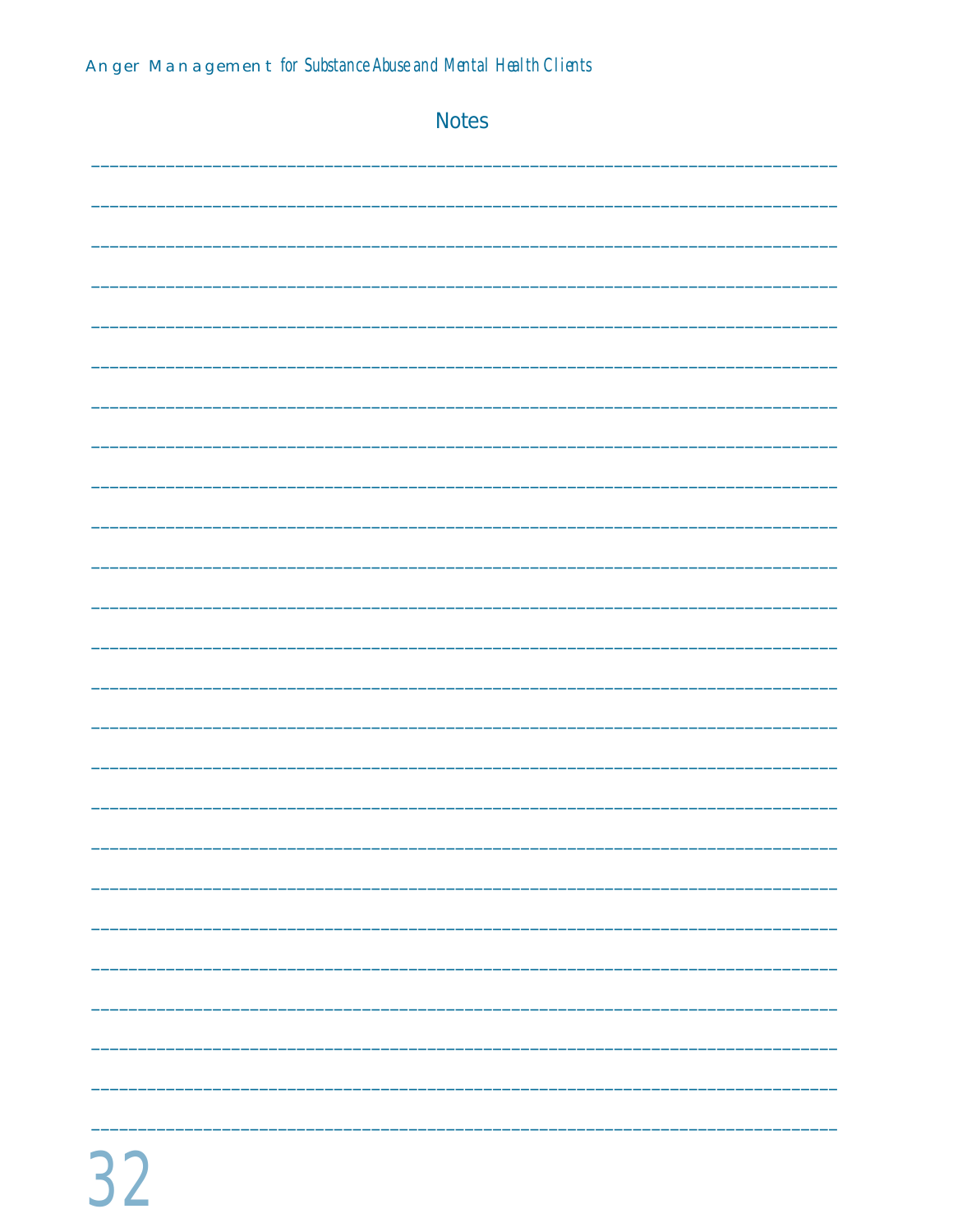## Notes

________________________________________________________________________

________________________________________________________________________

________________________________________________________________________

________________________________________________________________________

________________________________________________________________________

________________________________________________________________________

________________________________________________________________________

________________________________________________________________________

________________________________________________________________________

________________________________________________________________________

________________________________________________________________________

________________________________________________________________________

________________________________________________________________________

________________________________________________________________________

________________________________________________________________________

________________________________________________________________________

________________________________________________________________________

________________________________________________________________________

________________________________________________________________________

________________________________________________________________________

________________________________________________________________________

________________________________________________________________________

________________________________________________________________________

________________________________________________________________________

________________________________________________________________________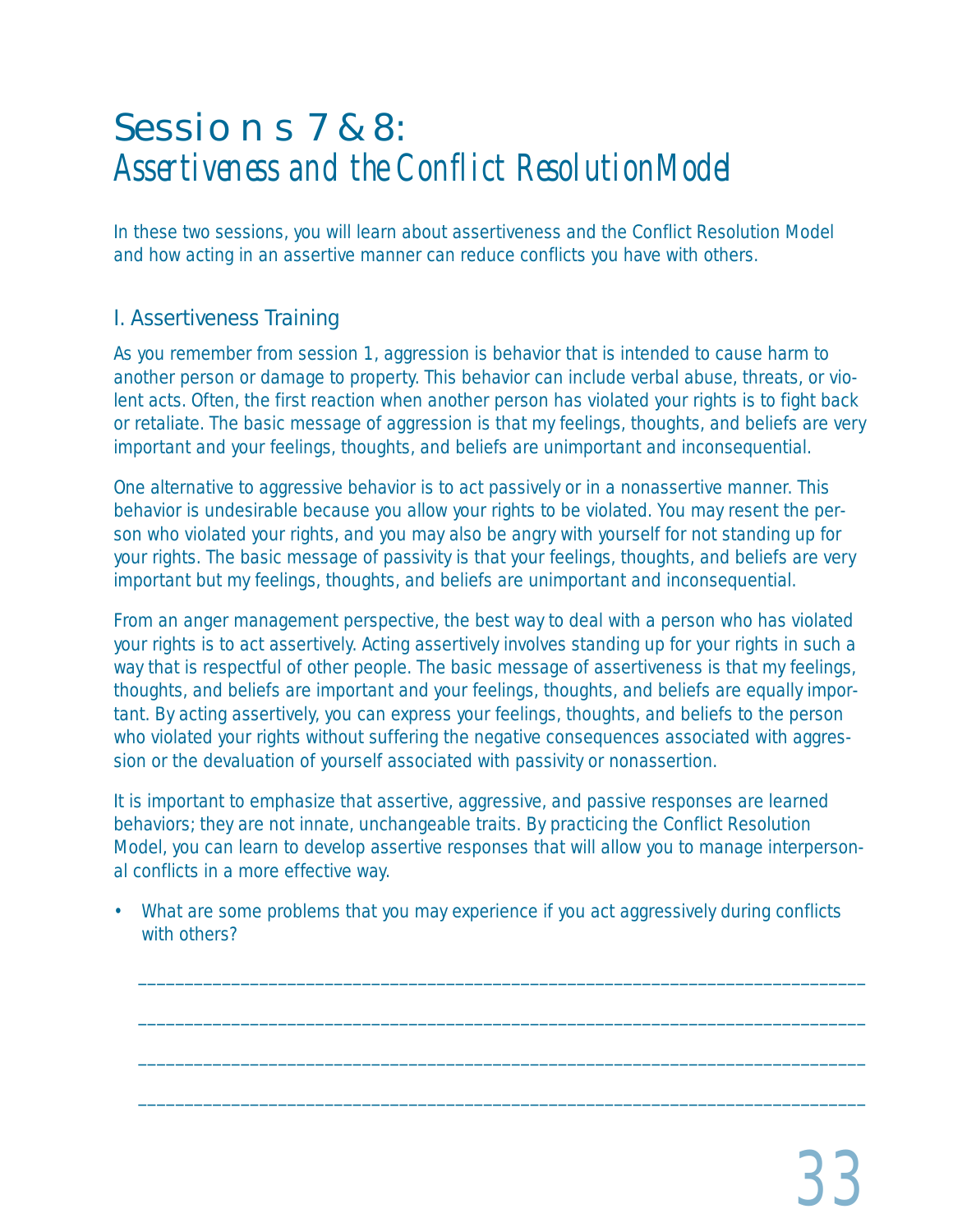# Sessions 7 & 8: *Assertiveness and the Conflict Resolution Model*

In these two sessions, you will learn about assertiveness and the Conflict Resolution Model and how acting in an assertive manner can reduce conflicts you have with others.

## I. Assertiveness Training

As you remember from session 1, aggression is behavior that is intended to cause harm to another person or damage to property. This behavior can include verbal abuse, threats, or violent acts. Often, the first reaction when another person has violated your rights is to fight back or retaliate. The basic message of aggression is that my feelings, thoughts, and beliefs are very important and your feelings, thoughts, and beliefs are unimportant and inconsequential.

One alternative to aggressive behavior is to act passively or in a nonassertive manner. This behavior is undesirable because you allow your rights to be violated. You may resent the person who violated your rights, and you may also be angry with yourself for not standing up for your rights. The basic message of passivity is that your feelings, thoughts, and beliefs are very important but my feelings, thoughts, and beliefs are unimportant and inconsequential.

From an anger management perspective, the best way to deal with a person who has violated your rights is to act assertively. Acting assertively involves standing up for your rights in such a way that is respectful of other people. The basic message of assertiveness is that my feelings, thoughts, and beliefs are important and your feelings, thoughts, and beliefs are equally important. By acting assertively, you can express your feelings, thoughts, and beliefs to the person who violated your rights without suffering the negative consequences associated with aggression or the devaluation of yourself associated with passivity or nonassertion.

It is important to emphasize that assertive, aggressive, and passive responses are learned behaviors; they are not innate, unchangeable traits. By practicing the Conflict Resolution Model, you can learn to develop assertive responses that will allow you to manage interpersonal conflicts in a more effective way.

- What are some problems that you may experience if you act aggressively during conflicts with others?

  ______________________________________________________________________________

  ______________________________________________________________________________

  ______________________________________________________________________________

  ______________________________________________________________________________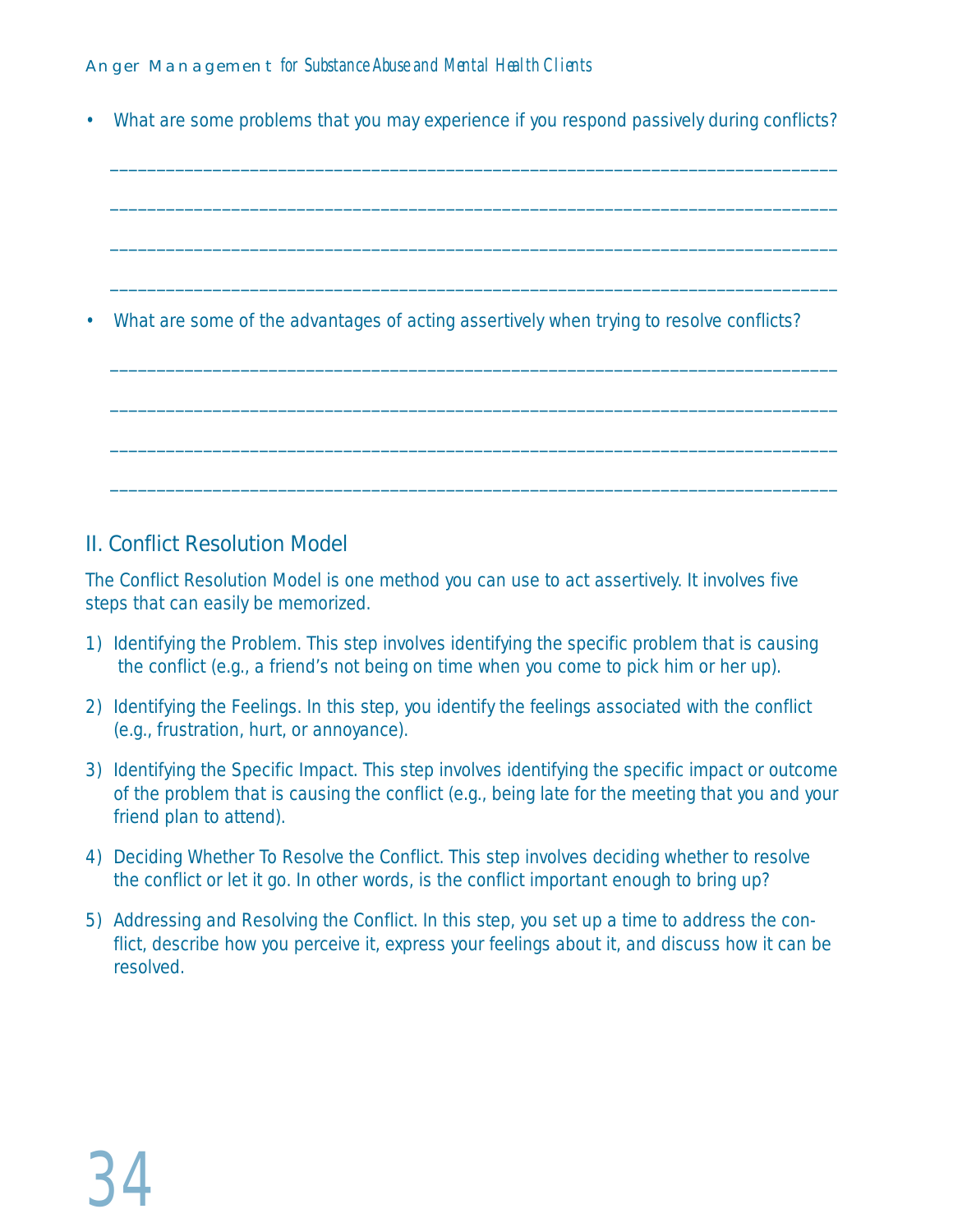- What are some problems that you may experience if you respond passively during conflicts?

________________________________________________________________________________

________________________________________________________________________________

________________________________________________________________________________

________________________________________________________________________________

- What are some of the advantages of acting assertively when trying to resolve conflicts?

________________________________________________________________________________

________________________________________________________________________________

________________________________________________________________________________

________________________________________________________________________________

## II. Conflict Resolution Model

The Conflict Resolution Model is one method you can use to act assertively. It involves five steps that can easily be memorized.

1) Identifying the Problem. This step involves identifying the specific problem that is causing the conflict (e.g., a friend's not being on time when you come to pick him or her up).

2) Identifying the Feelings. In this step, you identify the feelings associated with the conflict (e.g., frustration, hurt, or annoyance).

3) Identifying the Specific Impact. This step involves identifying the specific impact or outcome of the problem that is causing the conflict (e.g., being late for the meeting that you and your friend plan to attend).

4) Deciding Whether To Resolve the Conflict. This step involves deciding whether to resolve the conflict or let it go. In other words, is the conflict important enough to bring up?

5) Addressing and Resolving the Conflict. In this step, you set up a time to address the conflict, describe how you perceive it, express your feelings about it, and discuss how it can be resolved.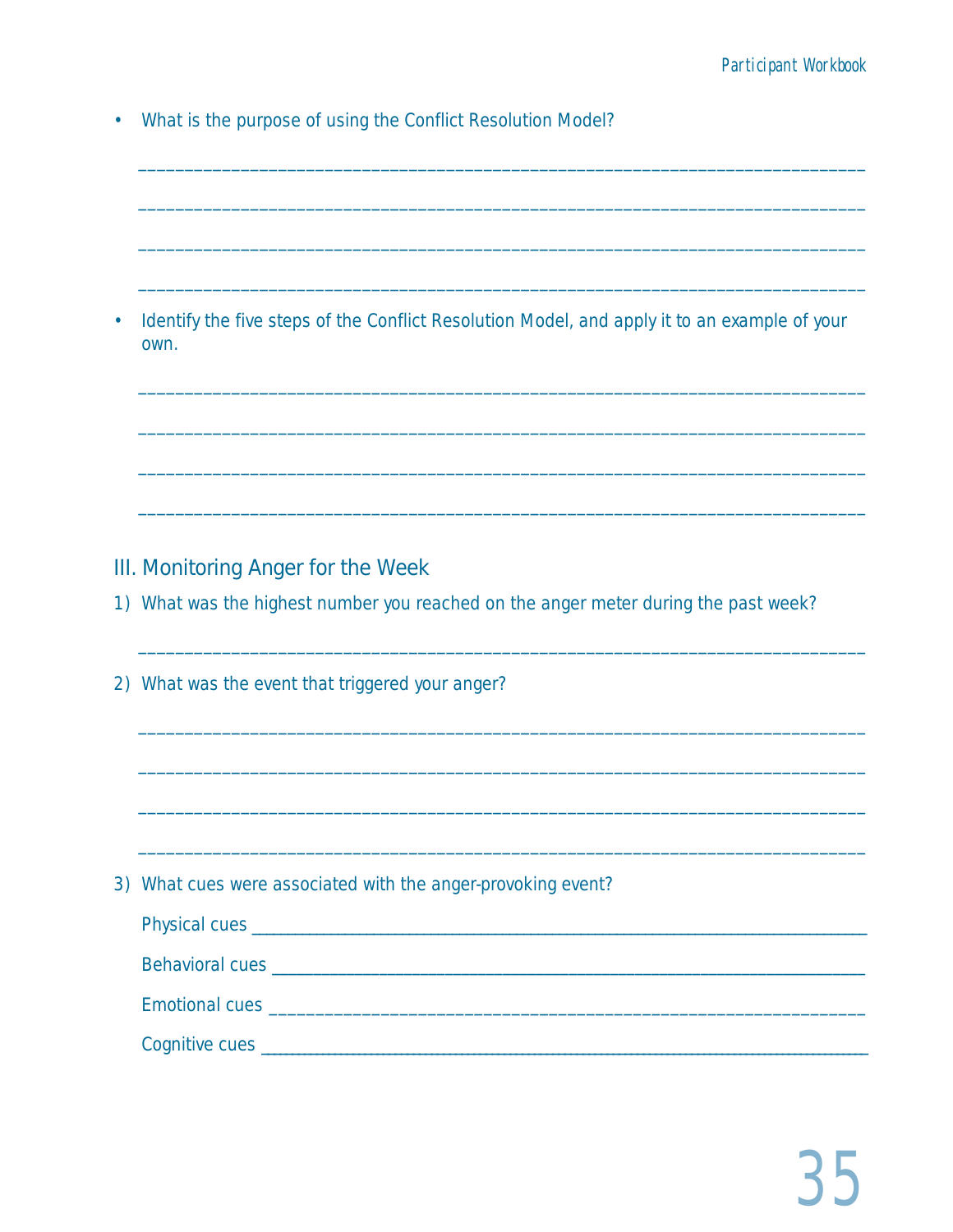- What is the purpose of using the Conflict Resolution Model?

________________________________________________________________________________

________________________________________________________________________________

________________________________________________________________________________

________________________________________________________________________________

- Identify the five steps of the Conflict Resolution Model, and apply it to an example of your own.

________________________________________________________________________________

________________________________________________________________________________

________________________________________________________________________________

________________________________________________________________________________

## III. Monitoring Anger for the Week

1) What was the highest number you reached on the anger meter during the past week?

________________________________________________________________________________

2) What was the event that triggered your anger?

________________________________________________________________________________

________________________________________________________________________________

________________________________________________________________________________

________________________________________________________________________________

3) What cues were associated with the anger-provoking event?

   Physical cues ____________________________________________________________________

   Behavioral cues __________________________________________________________________

   Emotional cues ___________________________________________________________________

   Cognitive cues ___________________________________________________________________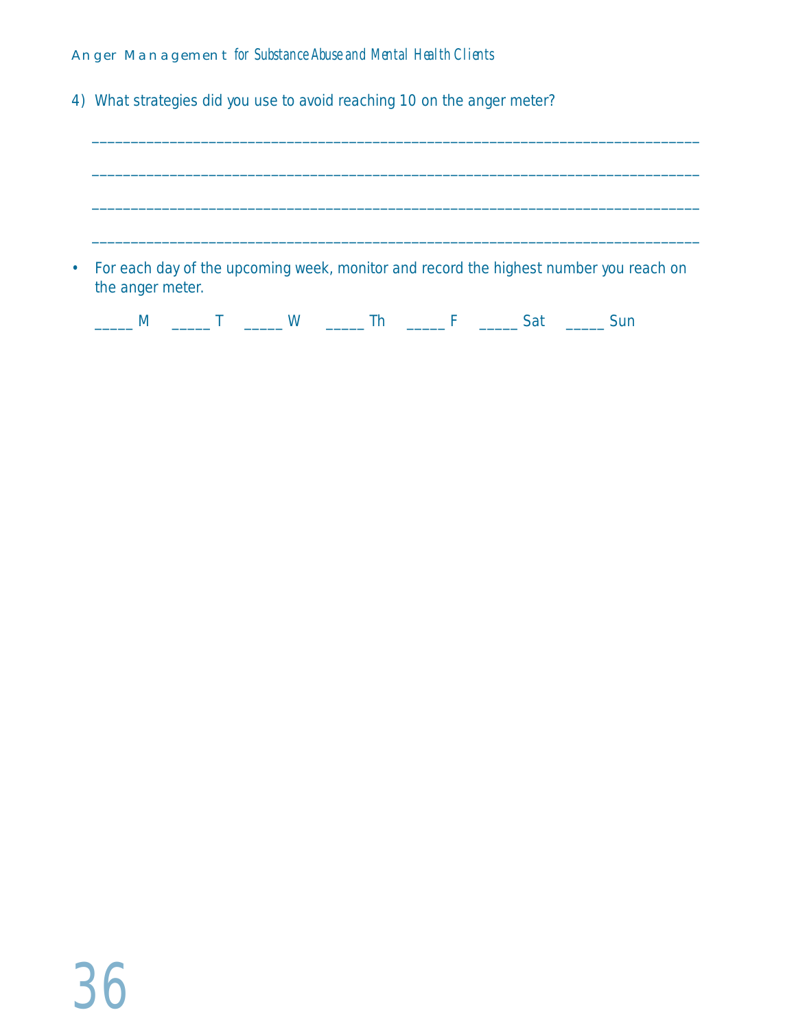4) What strategies did you use to avoid reaching 10 on the anger meter?

______________________________________________________________________________

______________________________________________________________________________

______________________________________________________________________________

______________________________________________________________________________

- For each day of the upcoming week, monitor and record the highest number you reach on the anger meter.

_____ M     _____ T     _____ W     _____ Th     _____ F     _____ Sat     _____ Sun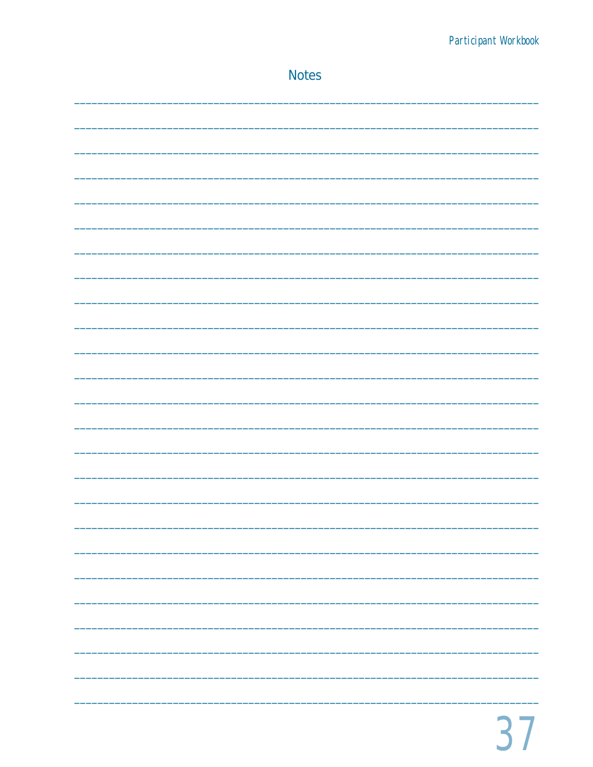## Notes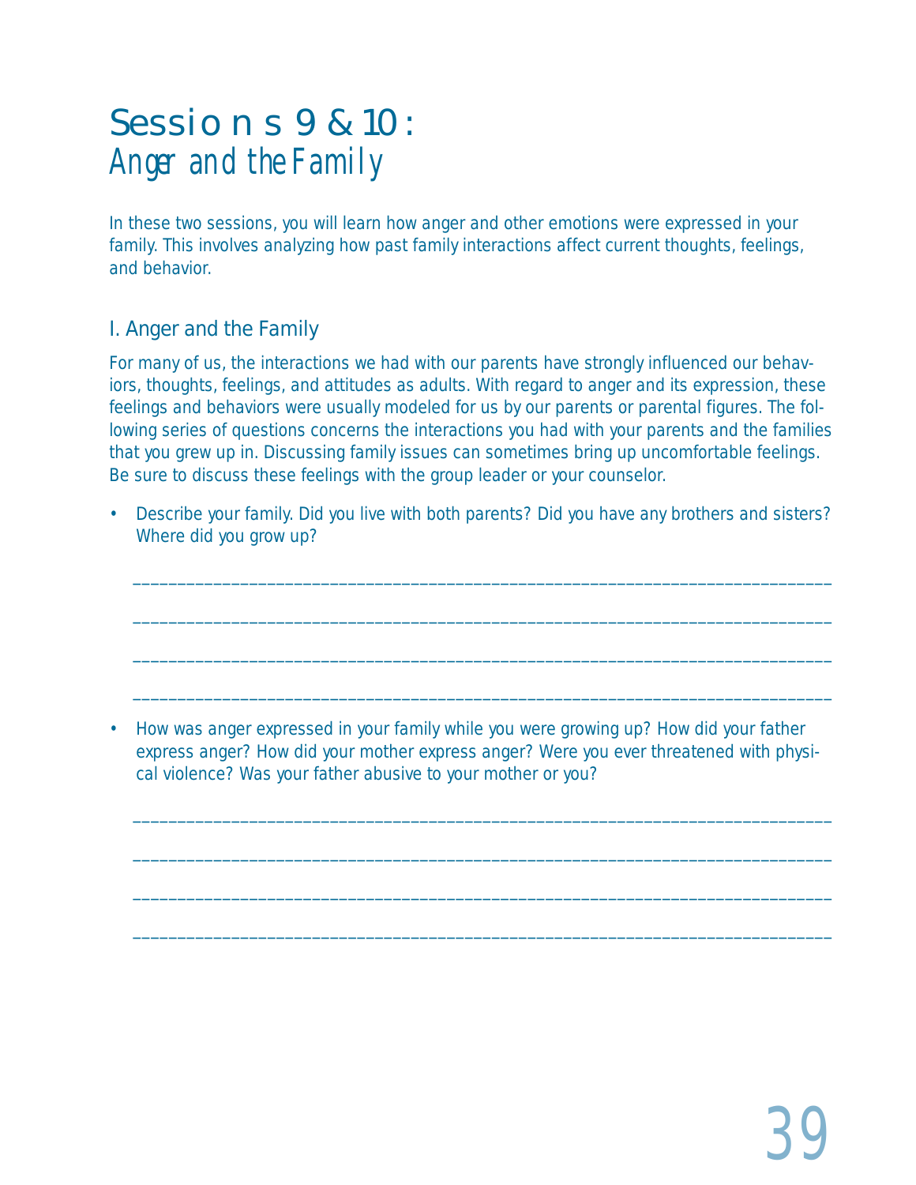# Sessions 9 & 10: *Anger and the Family*

In these two sessions, you will learn how anger and other emotions were expressed in your family. This involves analyzing how past family interactions affect current thoughts, feelings, and behavior.

## I. Anger and the Family

For many of us, the interactions we had with our parents have strongly influenced our behaviors, thoughts, feelings, and attitudes as adults. With regard to anger and its expression, these feelings and behaviors were usually modeled for us by our parents or parental figures. The following series of questions concerns the interactions you had with your parents and the families that you grew up in. Discussing family issues can sometimes bring up uncomfortable feelings. Be sure to discuss these feelings with the group leader or your counselor.

- Describe your family. Did you live with both parents? Did you have any brothers and sisters? Where did you grow up?

  ______________________________________________________________________________

  ______________________________________________________________________________

  ______________________________________________________________________________

  ______________________________________________________________________________

- How was anger expressed in your family while you were growing up? How did your father express anger? How did your mother express anger? Were you ever threatened with physical violence? Was your father abusive to your mother or you?

  ______________________________________________________________________________

  ______________________________________________________________________________

  ______________________________________________________________________________

  ______________________________________________________________________________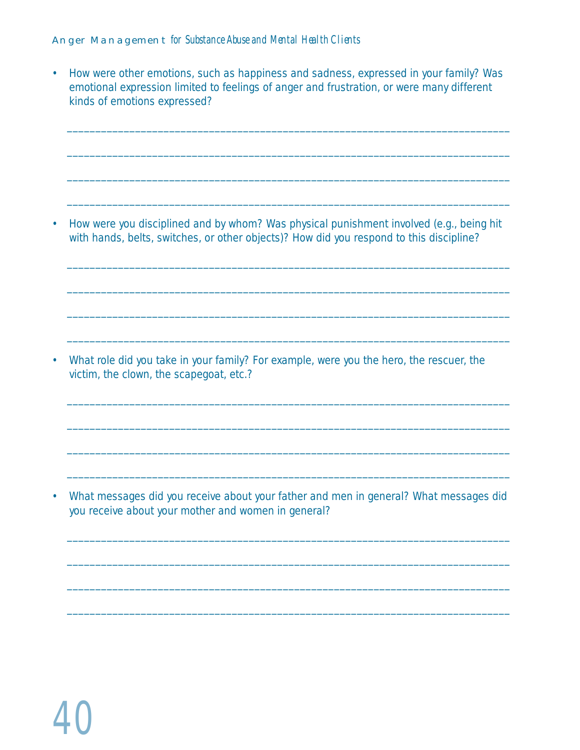- How were other emotions, such as happiness and sadness, expressed in your family? Was emotional expression limited to feelings of anger and frustration, or were many different kinds of emotions expressed?

______________________________________________________________________________

______________________________________________________________________________

______________________________________________________________________________

______________________________________________________________________________

- How were you disciplined and by whom? Was physical punishment involved (e.g., being hit with hands, belts, switches, or other objects)? How did you respond to this discipline?

______________________________________________________________________________

______________________________________________________________________________

______________________________________________________________________________

______________________________________________________________________________

- What role did you take in your family? For example, were you the hero, the rescuer, the victim, the clown, the scapegoat, etc.?

______________________________________________________________________________

______________________________________________________________________________

______________________________________________________________________________

______________________________________________________________________________

- What messages did you receive about your father and men in general? What messages did you receive about your mother and women in general?

______________________________________________________________________________

______________________________________________________________________________

______________________________________________________________________________

______________________________________________________________________________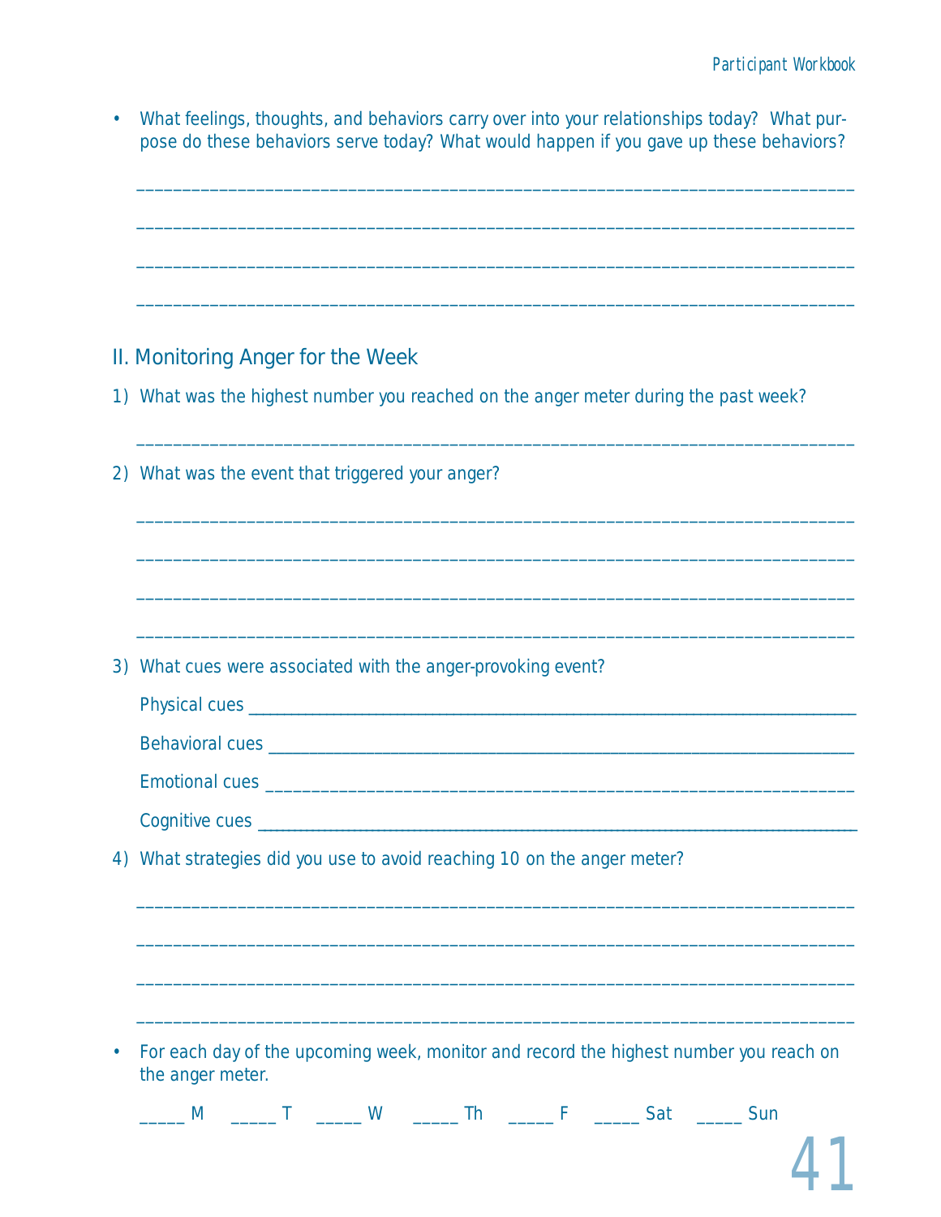- What feelings, thoughts, and behaviors carry over into your relationships today? What purpose do these behaviors serve today? What would happen if you gave up these behaviors?

______________________________________________________________________________

______________________________________________________________________________

______________________________________________________________________________

______________________________________________________________________________

## II. Monitoring Anger for the Week

1) What was the highest number you reached on the anger meter during the past week?

______________________________________________________________________________

2) What was the event that triggered your anger?

______________________________________________________________________________

______________________________________________________________________________

______________________________________________________________________________

______________________________________________________________________________

3) What cues were associated with the anger-provoking event?

   Physical cues ___________________________________________________________________

   Behavioral cues _________________________________________________________________

   Emotional cues __________________________________________________________________

   Cognitive cues __________________________________________________________________

4) What strategies did you use to avoid reaching 10 on the anger meter?

______________________________________________________________________________

______________________________________________________________________________

______________________________________________________________________________

______________________________________________________________________________

- For each day of the upcoming week, monitor and record the highest number you reach on the anger meter.

   _____ M   _____ T   _____ W   _____ Th   _____ F   _____ Sat   _____ Sun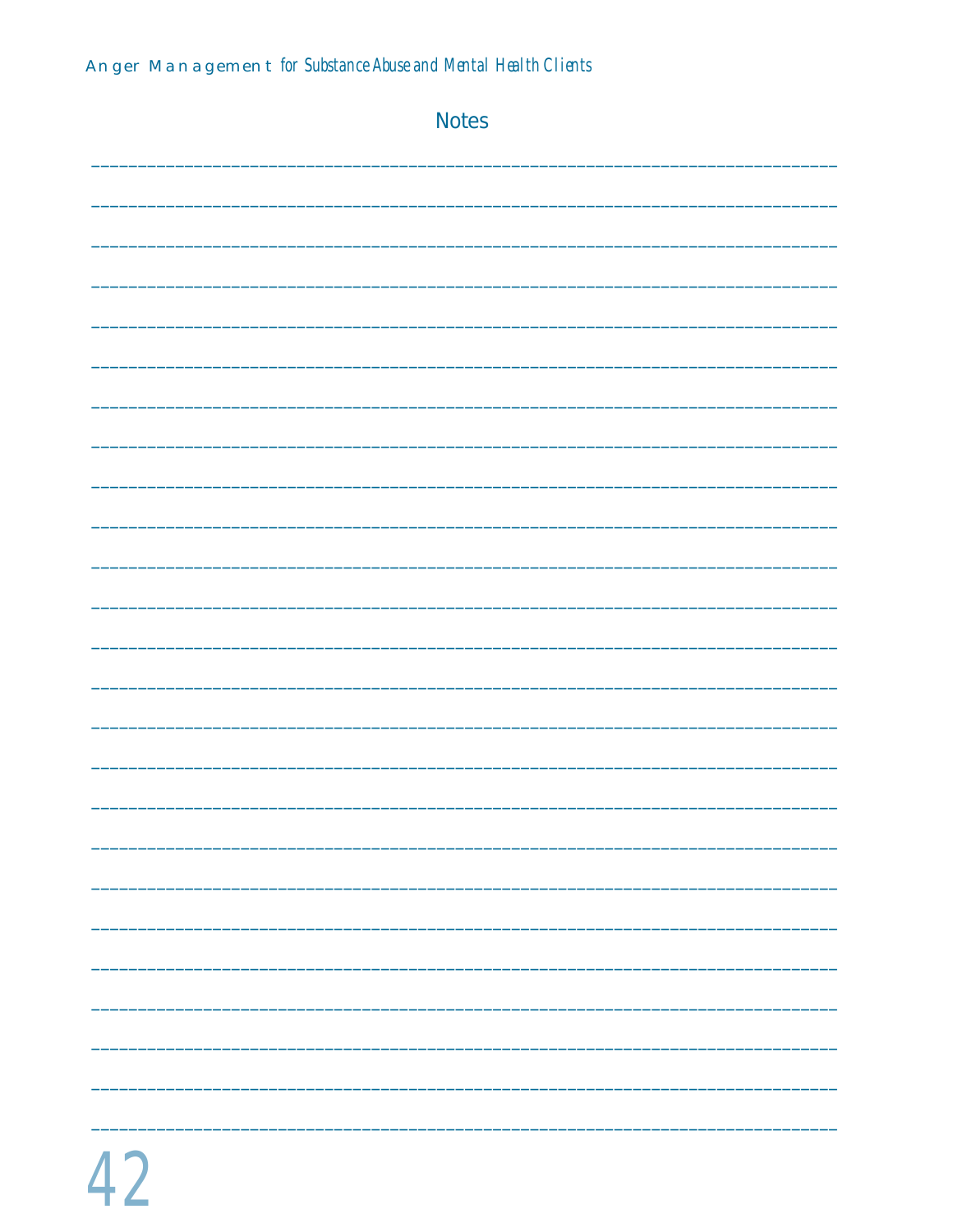## Notes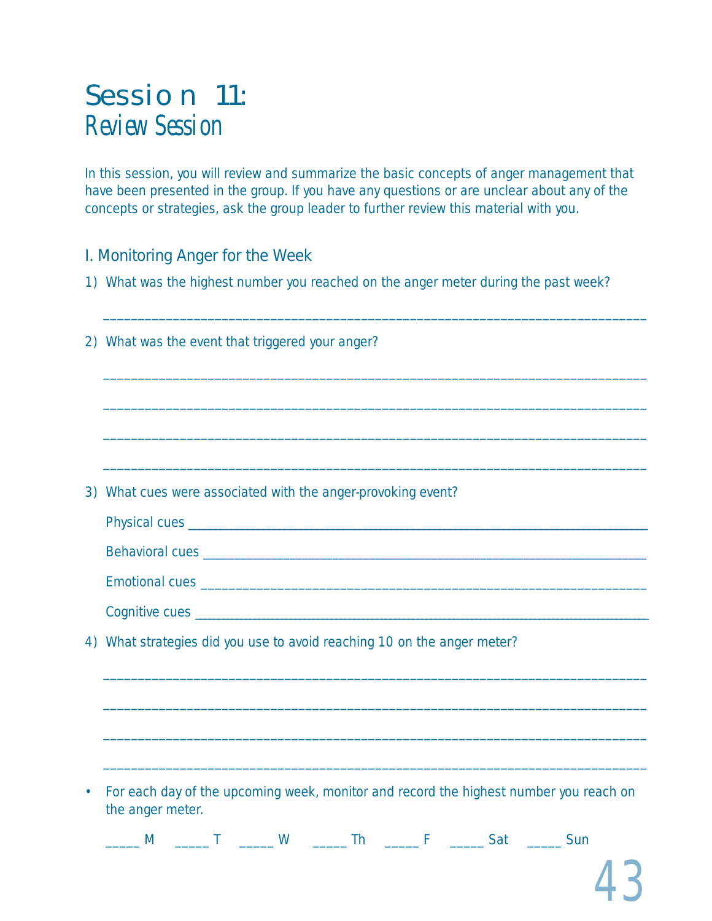# Session 11:
## *Review Session*

In this session, you will review and summarize the basic concepts of anger management that have been presented in the group. If you have any questions or are unclear about any of the concepts or strategies, ask the group leader to further review this material with you.

### I. Monitoring Anger for the Week

1) What was the highest number you reached on the anger meter during the past week?

______________________________________________________________________________

2) What was the event that triggered your anger?

______________________________________________________________________________

______________________________________________________________________________

______________________________________________________________________________

______________________________________________________________________________

3) What cues were associated with the anger-provoking event?

   Physical cues ______________________________________________________________

   Behavioral cues ____________________________________________________________

   Emotional cues _____________________________________________________________

   Cognitive cues ______________________________________________________________

4) What strategies did you use to avoid reaching 10 on the anger meter?

______________________________________________________________________________

______________________________________________________________________________

______________________________________________________________________________

______________________________________________________________________________

- For each day of the upcoming week, monitor and record the highest number you reach on the anger meter.

_____ M  _____ T  _____ W  _____ Th  _____ F  _____ Sat  _____ Sun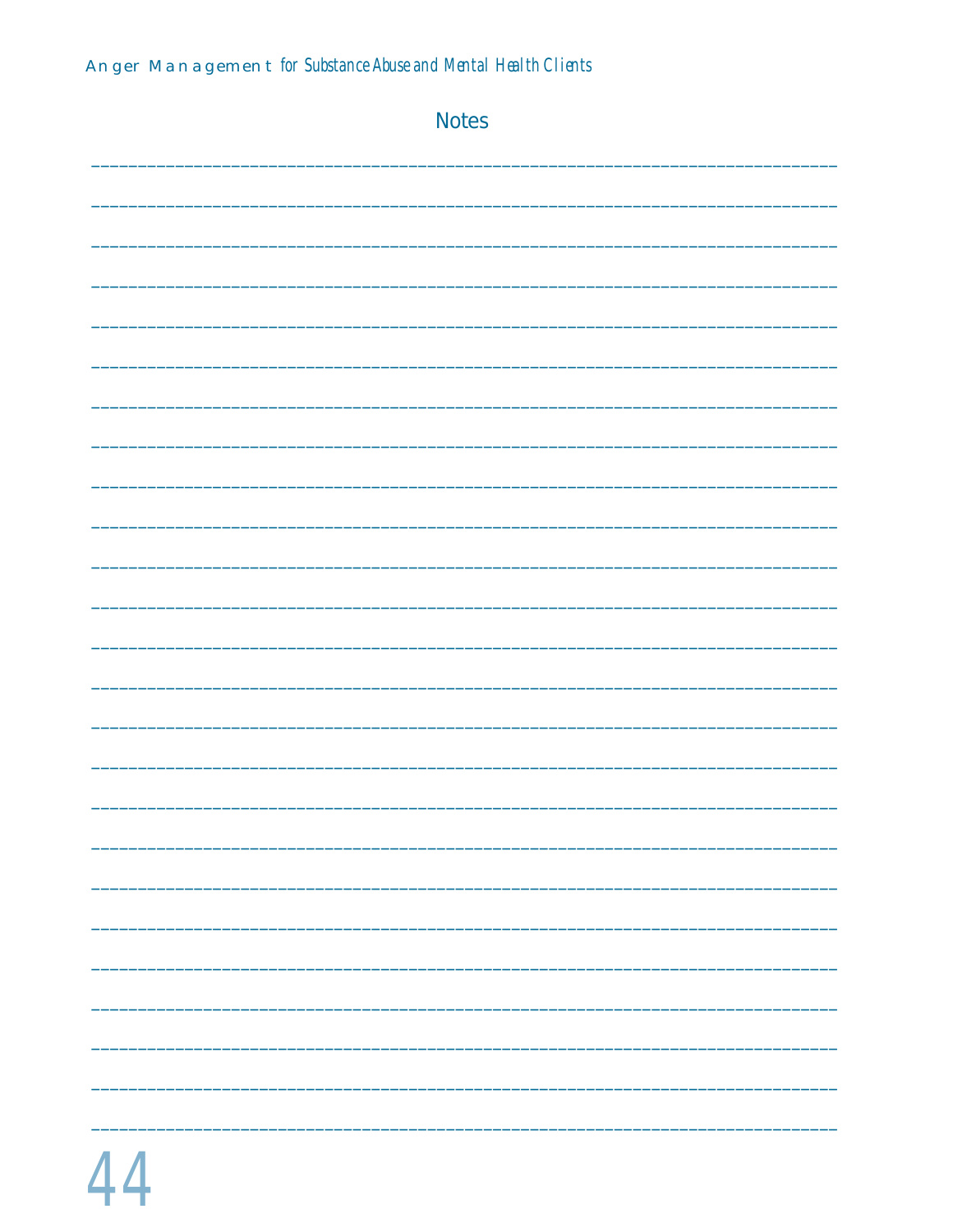## Notes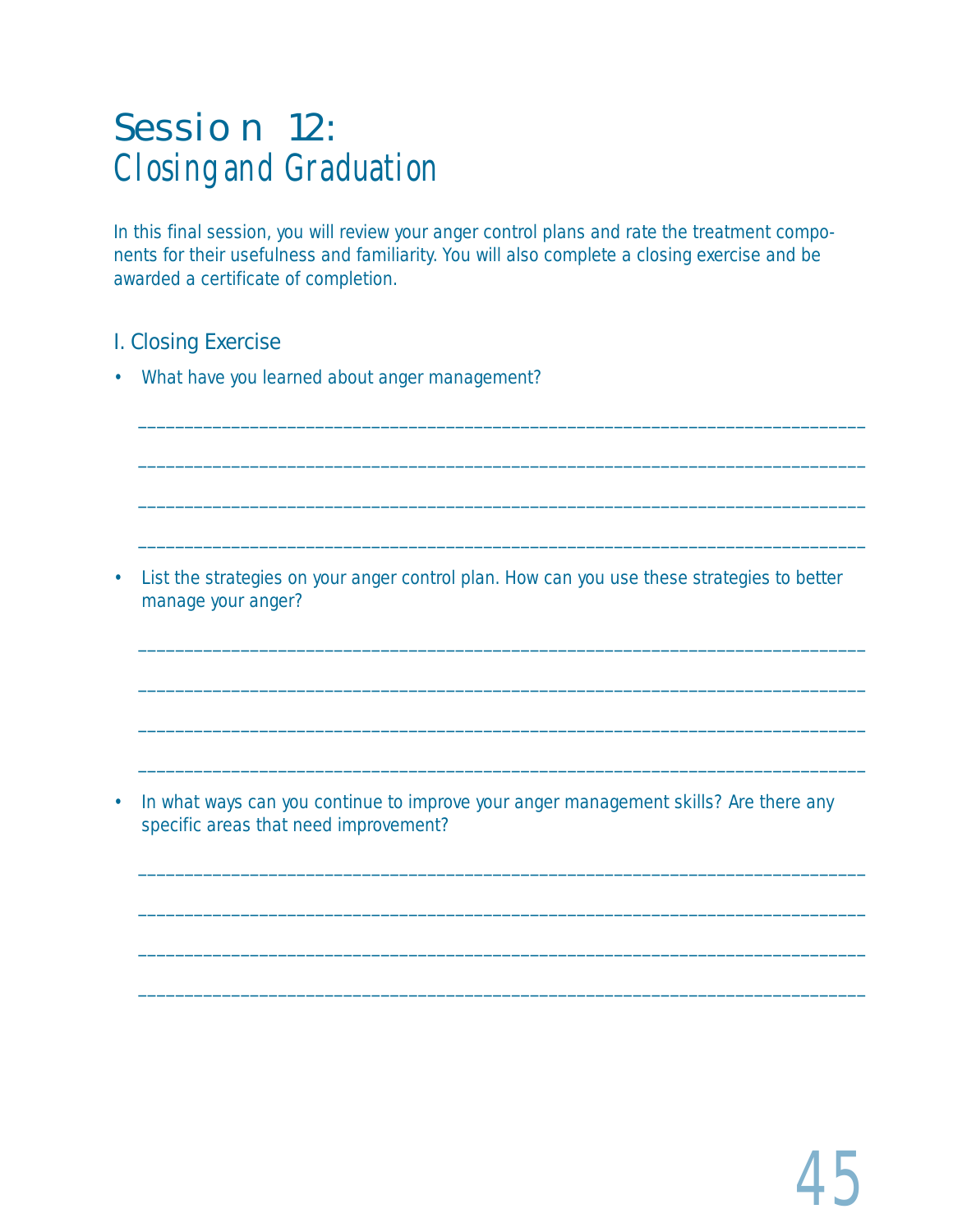# Session 12: Closing and Graduation

In this final session, you will review your anger control plans and rate the treatment components for their usefulness and familiarity. You will also complete a closing exercise and be awarded a certificate of completion.

## I. Closing Exercise

- What have you learned about anger management?

________________________________________________________________________________

________________________________________________________________________________

________________________________________________________________________________

________________________________________________________________________________

- List the strategies on your anger control plan. How can you use these strategies to better manage your anger?

________________________________________________________________________________

________________________________________________________________________________

________________________________________________________________________________

________________________________________________________________________________

- In what ways can you continue to improve your anger management skills? Are there any specific areas that need improvement?

________________________________________________________________________________

________________________________________________________________________________

________________________________________________________________________________

________________________________________________________________________________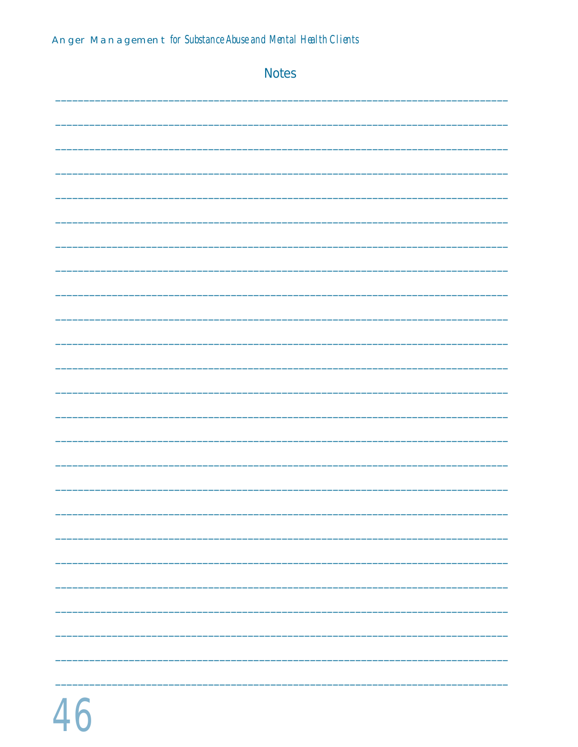## Notes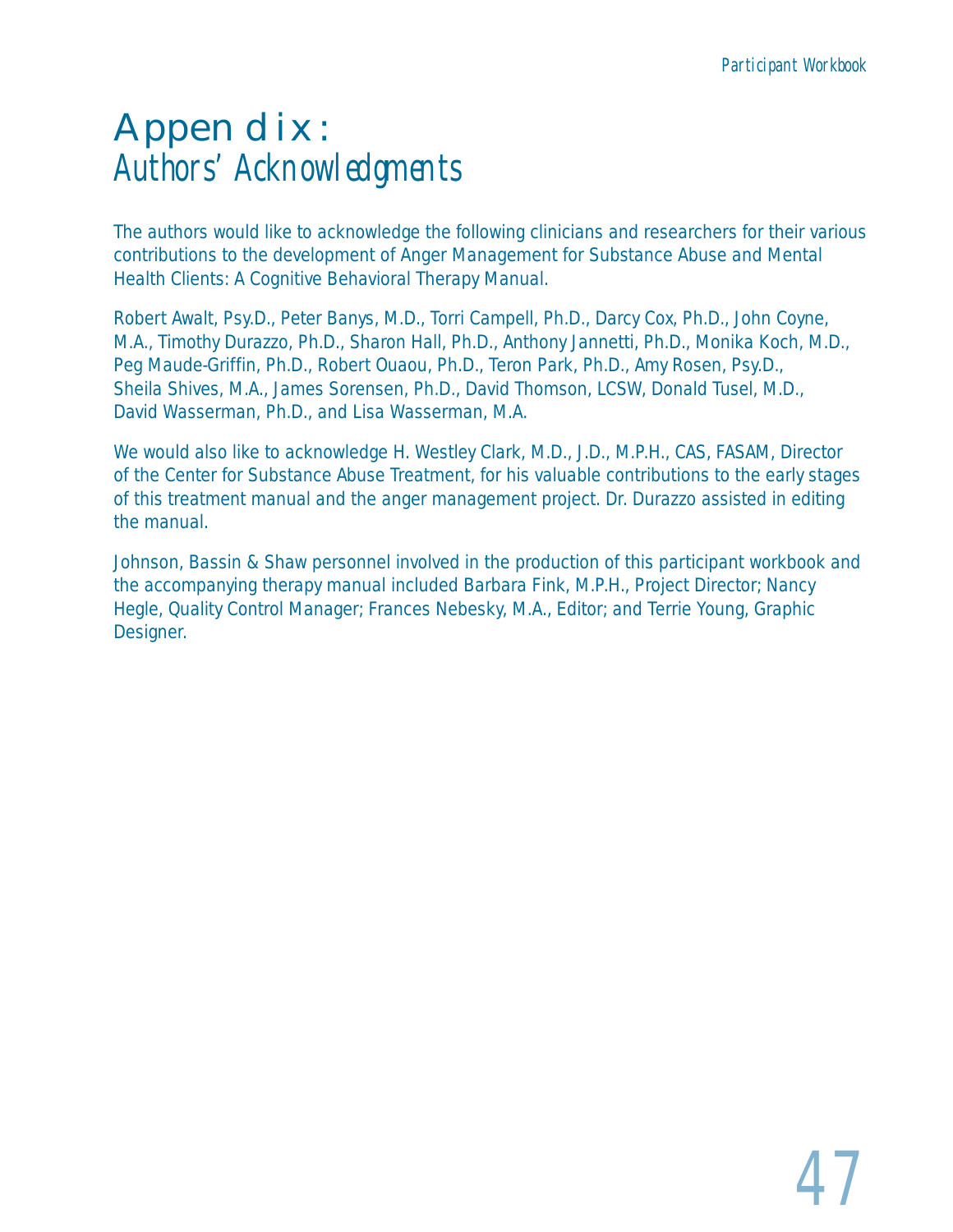# Appendix: *Authors' Acknowledgments*

The authors would like to acknowledge the following clinicians and researchers for their various contributions to the development of Anger Management for Substance Abuse and Mental Health Clients: A Cognitive Behavioral Therapy Manual.

Robert Awalt, Psy.D., Peter Banys, M.D., Torri Campell, Ph.D., Darcy Cox, Ph.D., John Coyne, M.A., Timothy Durazzo, Ph.D., Sharon Hall, Ph.D., Anthony Jannetti, Ph.D., Monika Koch, M.D., Peg Maude-Griffin, Ph.D., Robert Ouaou, Ph.D., Teron Park, Ph.D., Amy Rosen, Psy.D., Sheila Shives, M.A., James Sorensen, Ph.D., David Thomson, LCSW, Donald Tusel, M.D., David Wasserman, Ph.D., and Lisa Wasserman, M.A.

We would also like to acknowledge H. Westley Clark, M.D., J.D., M.P.H., CAS, FASAM, Director of the Center for Substance Abuse Treatment, for his valuable contributions to the early stages of this treatment manual and the anger management project. Dr. Durazzo assisted in editing the manual.

Johnson, Bassin & Shaw personnel involved in the production of this participant workbook and the accompanying therapy manual included Barbara Fink, M.P.H., Project Director; Nancy Hegle, Quality Control Manager; Frances Nebesky, M.A., Editor; and Terrie Young, Graphic Designer.